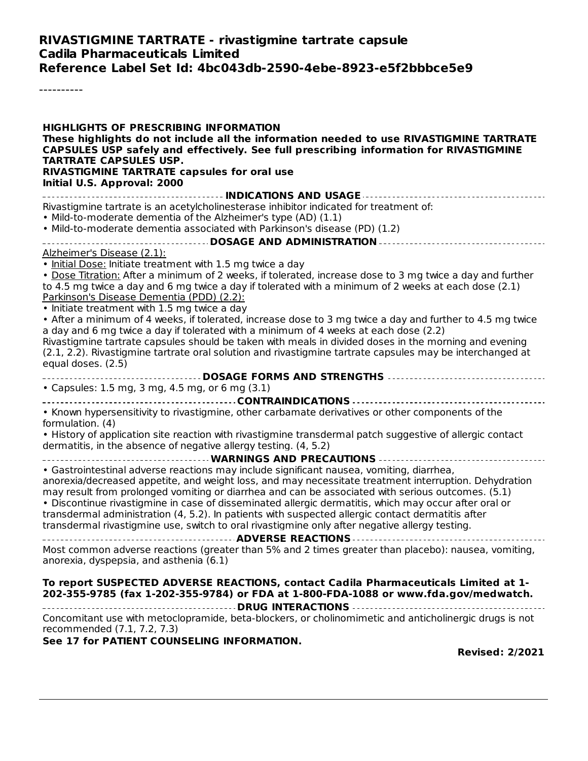**RIVASTIGMINE TARTRATE - rivastigmine tartrate capsule**
**Cadila Pharmaceuticals Limited**
**Reference Label Set Id: 4bc043db-2590-4ebe-8923-e5f2bbbce5e9**

----------

**HIGHLIGHTS OF PRESCRIBING INFORMATION**
**These highlights do not include all the information needed to use RIVASTIGMINE TARTRATE CAPSULES USP safely and effectively. See full prescribing information for RIVASTIGMINE TARTRATE CAPSULES USP.**
**RIVASTIGMINE TARTRATE capsules for oral use**
**Initial U.S. Approval: 2000**

**INDICATIONS AND USAGE**

Rivastigmine tartrate is an acetylcholinesterase inhibitor indicated for treatment of:

- Mild-to-moderate dementia of the Alzheimer's type (AD) (1.1)
- Mild-to-moderate dementia associated with Parkinson's disease (PD) (1.2)

**DOSAGE AND ADMINISTRATION**

Alzheimer's Disease (2.1):

- Initial Dose: Initiate treatment with 1.5 mg twice a day
- Dose Titration: After a minimum of 2 weeks, if tolerated, increase dose to 3 mg twice a day and further to 4.5 mg twice a day and 6 mg twice a day if tolerated with a minimum of 2 weeks at each dose (2.1)

Parkinson's Disease Dementia (PDD) (2.2):

- Initiate treatment with 1.5 mg twice a day
- After a minimum of 4 weeks, if tolerated, increase dose to 3 mg twice a day and further to 4.5 mg twice a day and 6 mg twice a day if tolerated with a minimum of 4 weeks at each dose (2.2)

Rivastigmine tartrate capsules should be taken with meals in divided doses in the morning and evening (2.1, 2.2). Rivastigmine tartrate oral solution and rivastigmine tartrate capsules may be interchanged at equal doses. (2.5)

**DOSAGE FORMS AND STRENGTHS**

- Capsules: 1.5 mg, 3 mg, 4.5 mg, or 6 mg (3.1)

**CONTRAINDICATIONS**

- Known hypersensitivity to rivastigmine, other carbamate derivatives or other components of the formulation. (4)
- History of application site reaction with rivastigmine transdermal patch suggestive of allergic contact dermatitis, in the absence of negative allergy testing. (4, 5.2)

**WARNINGS AND PRECAUTIONS**

- Gastrointestinal adverse reactions may include significant nausea, vomiting, diarrhea, anorexia/decreased appetite, and weight loss, and may necessitate treatment interruption. Dehydration may result from prolonged vomiting or diarrhea and can be associated with serious outcomes. (5.1)
- Discontinue rivastigmine in case of disseminated allergic dermatitis, which may occur after oral or transdermal administration (4, 5.2). In patients with suspected allergic contact dermatitis after transdermal rivastigmine use, switch to oral rivastigmine only after negative allergy testing.

**ADVERSE REACTIONS**

Most common adverse reactions (greater than 5% and 2 times greater than placebo): nausea, vomiting, anorexia, dyspepsia, and asthenia (6.1)

**To report SUSPECTED ADVERSE REACTIONS, contact Cadila Pharmaceuticals Limited at 1-202-355-9785 (fax 1-202-355-9784) or FDA at 1-800-FDA-1088 or www.fda.gov/medwatch.**

**DRUG INTERACTIONS**

Concomitant use with metoclopramide, beta-blockers, or cholinomimetic and anticholinergic drugs is not recommended (7.1, 7.2, 7.3)

**See 17 for PATIENT COUNSELING INFORMATION.**

**Revised: 2/2021**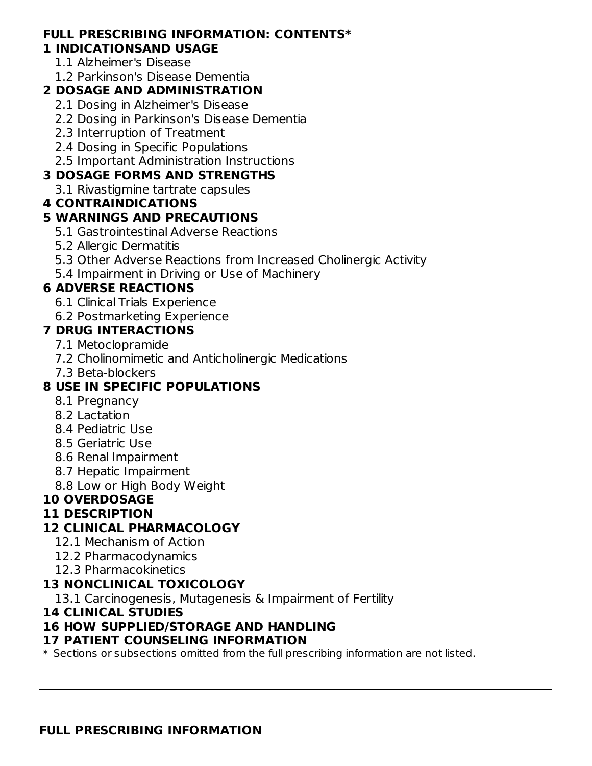## FULL PRESCRIBING INFORMATION: CONTENTS*

### 1 INDICATIONSAND USAGE

- 1.1 Alzheimer's Disease
- 1.2 Parkinson's Disease Dementia

### 2 DOSAGE AND ADMINISTRATION

- 2.1 Dosing in Alzheimer's Disease
- 2.2 Dosing in Parkinson's Disease Dementia
- 2.3 Interruption of Treatment
- 2.4 Dosing in Specific Populations
- 2.5 Important Administration Instructions

### 3 DOSAGE FORMS AND STRENGTHS

- 3.1 Rivastigmine tartrate capsules

### 4 CONTRAINDICATIONS

### 5 WARNINGS AND PRECAUTIONS

- 5.1 Gastrointestinal Adverse Reactions
- 5.2 Allergic Dermatitis
- 5.3 Other Adverse Reactions from Increased Cholinergic Activity
- 5.4 Impairment in Driving or Use of Machinery

### 6 ADVERSE REACTIONS

- 6.1 Clinical Trials Experience
- 6.2 Postmarketing Experience

### 7 DRUG INTERACTIONS

- 7.1 Metoclopramide
- 7.2 Cholinomimetic and Anticholinergic Medications
- 7.3 Beta-blockers

### 8 USE IN SPECIFIC POPULATIONS

- 8.1 Pregnancy
- 8.2 Lactation
- 8.4 Pediatric Use
- 8.5 Geriatric Use
- 8.6 Renal Impairment
- 8.7 Hepatic Impairment
- 8.8 Low or High Body Weight

### 10 OVERDOSAGE

### 11 DESCRIPTION

### 12 CLINICAL PHARMACOLOGY

- 12.1 Mechanism of Action
- 12.2 Pharmacodynamics
- 12.3 Pharmacokinetics

### 13 NONCLINICAL TOXICOLOGY

- 13.1 Carcinogenesis, Mutagenesis & Impairment of Fertility

### 14 CLINICAL STUDIES

### 16 HOW SUPPLIED/STORAGE AND HANDLING

### 17 PATIENT COUNSELING INFORMATION

\* Sections or subsections omitted from the full prescribing information are not listed.

---

## FULL PRESCRIBING INFORMATION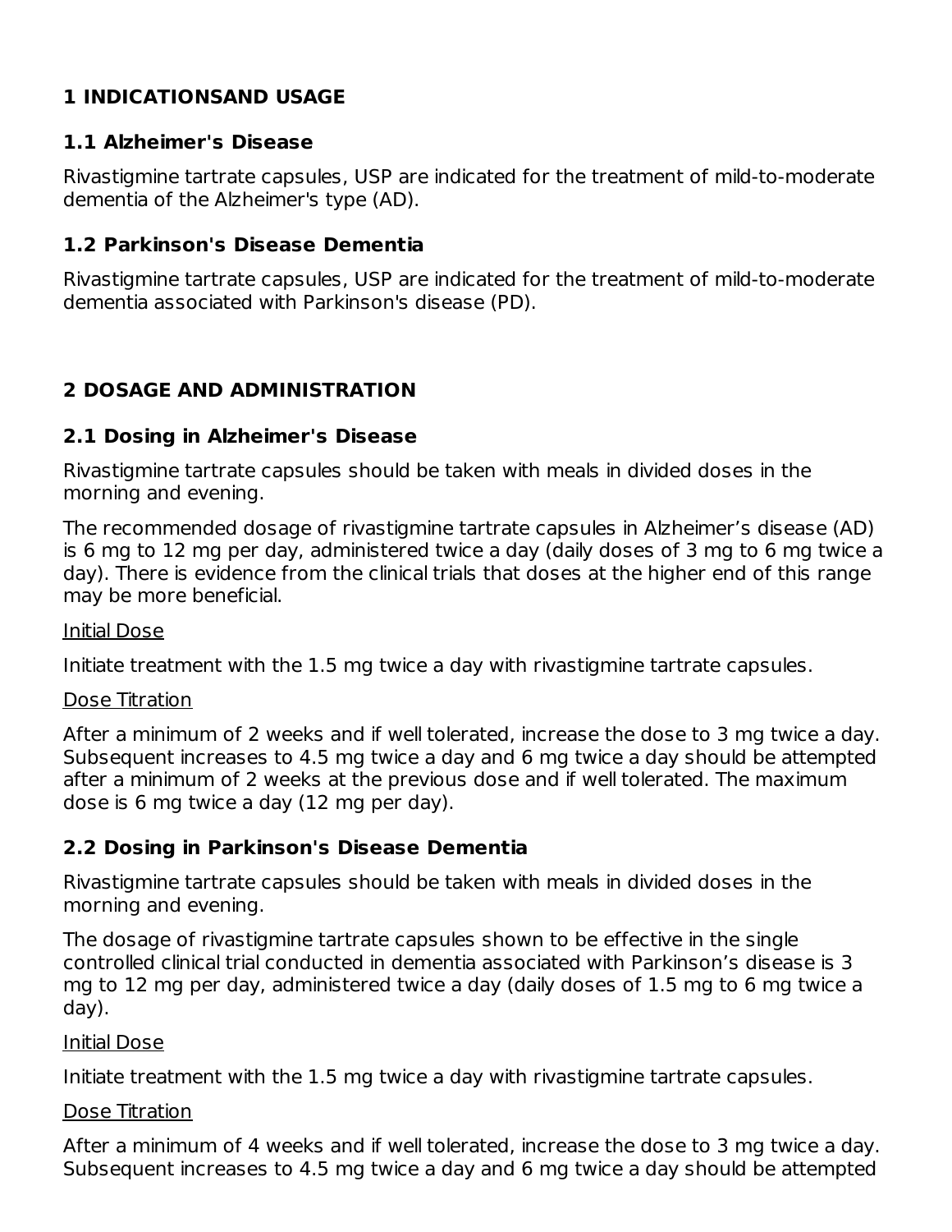# 1 INDICATIONSAND USAGE

## 1.1 Alzheimer's Disease

Rivastigmine tartrate capsules, USP are indicated for the treatment of mild-to-moderate dementia of the Alzheimer's type (AD).

## 1.2 Parkinson's Disease Dementia

Rivastigmine tartrate capsules, USP are indicated for the treatment of mild-to-moderate dementia associated with Parkinson's disease (PD).

# 2 DOSAGE AND ADMINISTRATION

## 2.1 Dosing in Alzheimer's Disease

Rivastigmine tartrate capsules should be taken with meals in divided doses in the morning and evening.

The recommended dosage of rivastigmine tartrate capsules in Alzheimer's disease (AD) is 6 mg to 12 mg per day, administered twice a day (daily doses of 3 mg to 6 mg twice a day). There is evidence from the clinical trials that doses at the higher end of this range may be more beneficial.

Initial Dose

Initiate treatment with the 1.5 mg twice a day with rivastigmine tartrate capsules.

Dose Titration

After a minimum of 2 weeks and if well tolerated, increase the dose to 3 mg twice a day. Subsequent increases to 4.5 mg twice a day and 6 mg twice a day should be attempted after a minimum of 2 weeks at the previous dose and if well tolerated. The maximum dose is 6 mg twice a day (12 mg per day).

## 2.2 Dosing in Parkinson's Disease Dementia

Rivastigmine tartrate capsules should be taken with meals in divided doses in the morning and evening.

The dosage of rivastigmine tartrate capsules shown to be effective in the single controlled clinical trial conducted in dementia associated with Parkinson's disease is 3 mg to 12 mg per day, administered twice a day (daily doses of 1.5 mg to 6 mg twice a day).

Initial Dose

Initiate treatment with the 1.5 mg twice a day with rivastigmine tartrate capsules.

Dose Titration

After a minimum of 4 weeks and if well tolerated, increase the dose to 3 mg twice a day. Subsequent increases to 4.5 mg twice a day and 6 mg twice a day should be attempted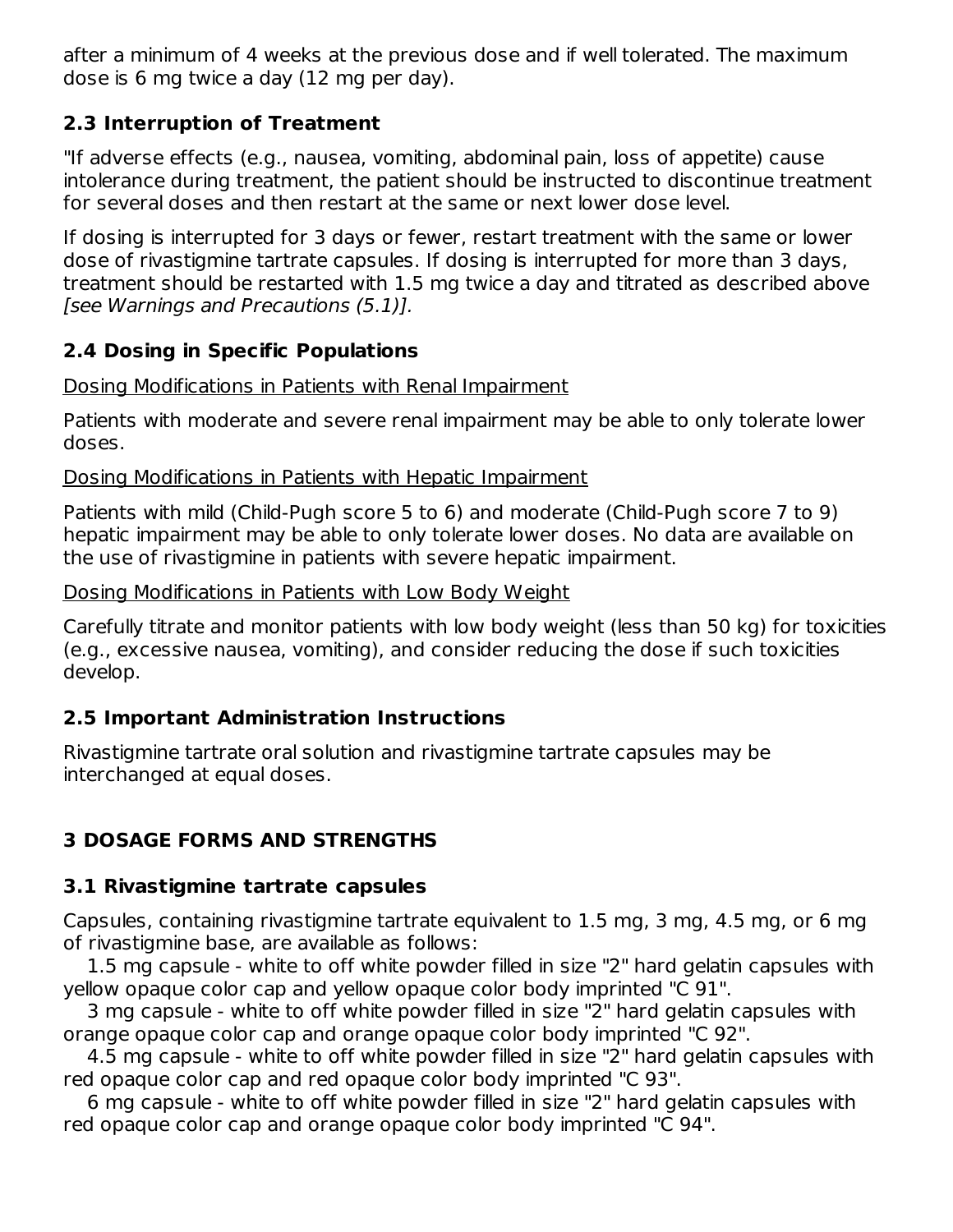after a minimum of 4 weeks at the previous dose and if well tolerated. The maximum dose is 6 mg twice a day (12 mg per day).

### 2.3 Interruption of Treatment

"If adverse effects (e.g., nausea, vomiting, abdominal pain, loss of appetite) cause intolerance during treatment, the patient should be instructed to discontinue treatment for several doses and then restart at the same or next lower dose level.

If dosing is interrupted for 3 days or fewer, restart treatment with the same or lower dose of rivastigmine tartrate capsules. If dosing is interrupted for more than 3 days, treatment should be restarted with 1.5 mg twice a day and titrated as described above *[see Warnings and Precautions (5.1)].*

### 2.4 Dosing in Specific Populations

<u>Dosing Modifications in Patients with Renal Impairment</u>

Patients with moderate and severe renal impairment may be able to only tolerate lower doses.

<u>Dosing Modifications in Patients with Hepatic Impairment</u>

Patients with mild (Child-Pugh score 5 to 6) and moderate (Child-Pugh score 7 to 9) hepatic impairment may be able to only tolerate lower doses. No data are available on the use of rivastigmine in patients with severe hepatic impairment.

<u>Dosing Modifications in Patients with Low Body Weight</u>

Carefully titrate and monitor patients with low body weight (less than 50 kg) for toxicities (e.g., excessive nausea, vomiting), and consider reducing the dose if such toxicities develop.

### 2.5 Important Administration Instructions

Rivastigmine tartrate oral solution and rivastigmine tartrate capsules may be interchanged at equal doses.

## 3 DOSAGE FORMS AND STRENGTHS

### 3.1 Rivastigmine tartrate capsules

Capsules, containing rivastigmine tartrate equivalent to 1.5 mg, 3 mg, 4.5 mg, or 6 mg of rivastigmine base, are available as follows:

1.5 mg capsule - white to off white powder filled in size "2" hard gelatin capsules with yellow opaque color cap and yellow opaque color body imprinted "C 91".

3 mg capsule - white to off white powder filled in size "2" hard gelatin capsules with orange opaque color cap and orange opaque color body imprinted "C 92".

4.5 mg capsule - white to off white powder filled in size "2" hard gelatin capsules with red opaque color cap and red opaque color body imprinted "C 93".

6 mg capsule - white to off white powder filled in size "2" hard gelatin capsules with red opaque color cap and orange opaque color body imprinted "C 94".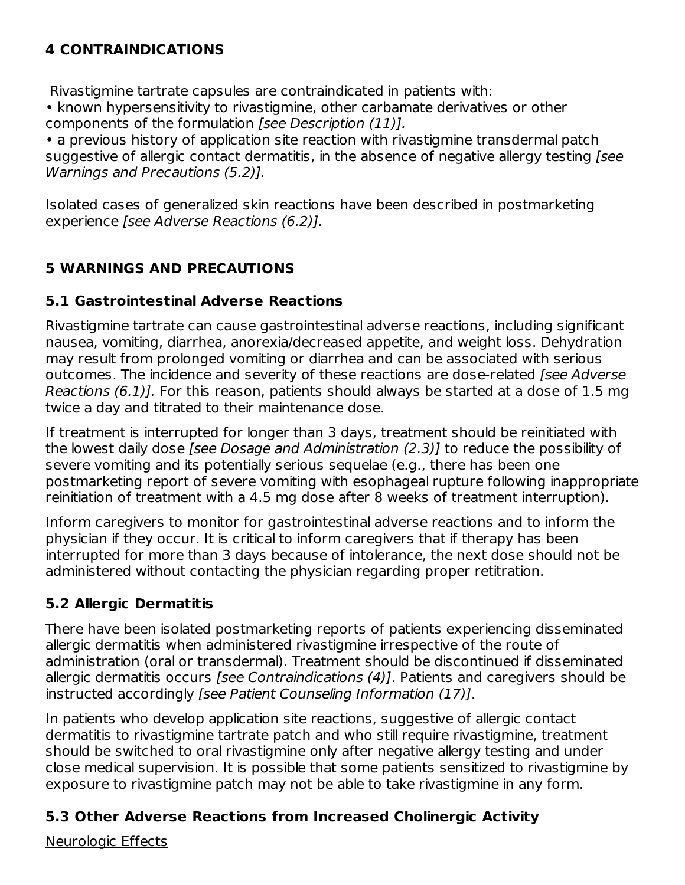## 4 CONTRAINDICATIONS

Rivastigmine tartrate capsules are contraindicated in patients with:

- known hypersensitivity to rivastigmine, other carbamate derivatives or other components of the formulation *[see Description (11)]*.
- a previous history of application site reaction with rivastigmine transdermal patch suggestive of allergic contact dermatitis, in the absence of negative allergy testing *[see Warnings and Precautions (5.2)]*.

Isolated cases of generalized skin reactions have been described in postmarketing experience *[see Adverse Reactions (6.2)]*.

## 5 WARNINGS AND PRECAUTIONS

### 5.1 Gastrointestinal Adverse Reactions

Rivastigmine tartrate can cause gastrointestinal adverse reactions, including significant nausea, vomiting, diarrhea, anorexia/decreased appetite, and weight loss. Dehydration may result from prolonged vomiting or diarrhea and can be associated with serious outcomes. The incidence and severity of these reactions are dose-related *[see Adverse Reactions (6.1)]*. For this reason, patients should always be started at a dose of 1.5 mg twice a day and titrated to their maintenance dose.

If treatment is interrupted for longer than 3 days, treatment should be reinitiated with the lowest daily dose *[see Dosage and Administration (2.3)]* to reduce the possibility of severe vomiting and its potentially serious sequelae (e.g., there has been one postmarketing report of severe vomiting with esophageal rupture following inappropriate reinitiation of treatment with a 4.5 mg dose after 8 weeks of treatment interruption).

Inform caregivers to monitor for gastrointestinal adverse reactions and to inform the physician if they occur. It is critical to inform caregivers that if therapy has been interrupted for more than 3 days because of intolerance, the next dose should not be administered without contacting the physician regarding proper retitration.

### 5.2 Allergic Dermatitis

There have been isolated postmarketing reports of patients experiencing disseminated allergic dermatitis when administered rivastigmine irrespective of the route of administration (oral or transdermal). Treatment should be discontinued if disseminated allergic dermatitis occurs *[see Contraindications (4)]*. Patients and caregivers should be instructed accordingly *[see Patient Counseling Information (17)]*.

In patients who develop application site reactions, suggestive of allergic contact dermatitis to rivastigmine tartrate patch and who still require rivastigmine, treatment should be switched to oral rivastigmine only after negative allergy testing and under close medical supervision. It is possible that some patients sensitized to rivastigmine by exposure to rivastigmine patch may not be able to take rivastigmine in any form.

### 5.3 Other Adverse Reactions from Increased Cholinergic Activity

Neurologic Effects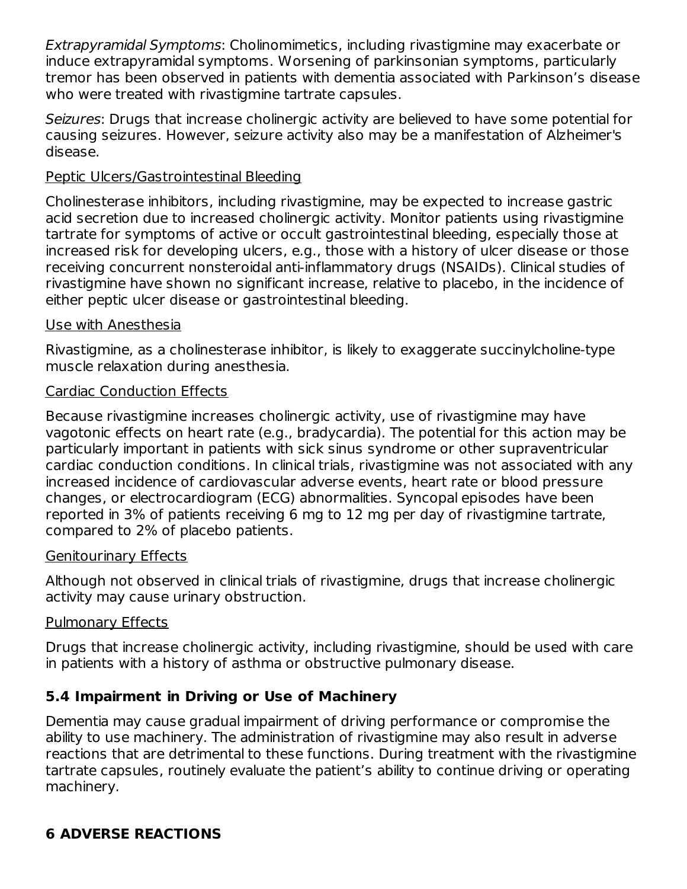*Extrapyramidal Symptoms*: Cholinomimetics, including rivastigmine may exacerbate or induce extrapyramidal symptoms. Worsening of parkinsonian symptoms, particularly tremor has been observed in patients with dementia associated with Parkinson's disease who were treated with rivastigmine tartrate capsules.

*Seizures*: Drugs that increase cholinergic activity are believed to have some potential for causing seizures. However, seizure activity also may be a manifestation of Alzheimer's disease.

Peptic Ulcers/Gastrointestinal Bleeding

Cholinesterase inhibitors, including rivastigmine, may be expected to increase gastric acid secretion due to increased cholinergic activity. Monitor patients using rivastigmine tartrate for symptoms of active or occult gastrointestinal bleeding, especially those at increased risk for developing ulcers, e.g., those with a history of ulcer disease or those receiving concurrent nonsteroidal anti-inflammatory drugs (NSAIDs). Clinical studies of rivastigmine have shown no significant increase, relative to placebo, in the incidence of either peptic ulcer disease or gastrointestinal bleeding.

Use with Anesthesia

Rivastigmine, as a cholinesterase inhibitor, is likely to exaggerate succinylcholine-type muscle relaxation during anesthesia.

Cardiac Conduction Effects

Because rivastigmine increases cholinergic activity, use of rivastigmine may have vagotonic effects on heart rate (e.g., bradycardia). The potential for this action may be particularly important in patients with sick sinus syndrome or other supraventricular cardiac conduction conditions. In clinical trials, rivastigmine was not associated with any increased incidence of cardiovascular adverse events, heart rate or blood pressure changes, or electrocardiogram (ECG) abnormalities. Syncopal episodes have been reported in 3% of patients receiving 6 mg to 12 mg per day of rivastigmine tartrate, compared to 2% of placebo patients.

Genitourinary Effects

Although not observed in clinical trials of rivastigmine, drugs that increase cholinergic activity may cause urinary obstruction.

Pulmonary Effects

Drugs that increase cholinergic activity, including rivastigmine, should be used with care in patients with a history of asthma or obstructive pulmonary disease.

### 5.4 Impairment in Driving or Use of Machinery

Dementia may cause gradual impairment of driving performance or compromise the ability to use machinery. The administration of rivastigmine may also result in adverse reactions that are detrimental to these functions. During treatment with the rivastigmine tartrate capsules, routinely evaluate the patient's ability to continue driving or operating machinery.

## 6 ADVERSE REACTIONS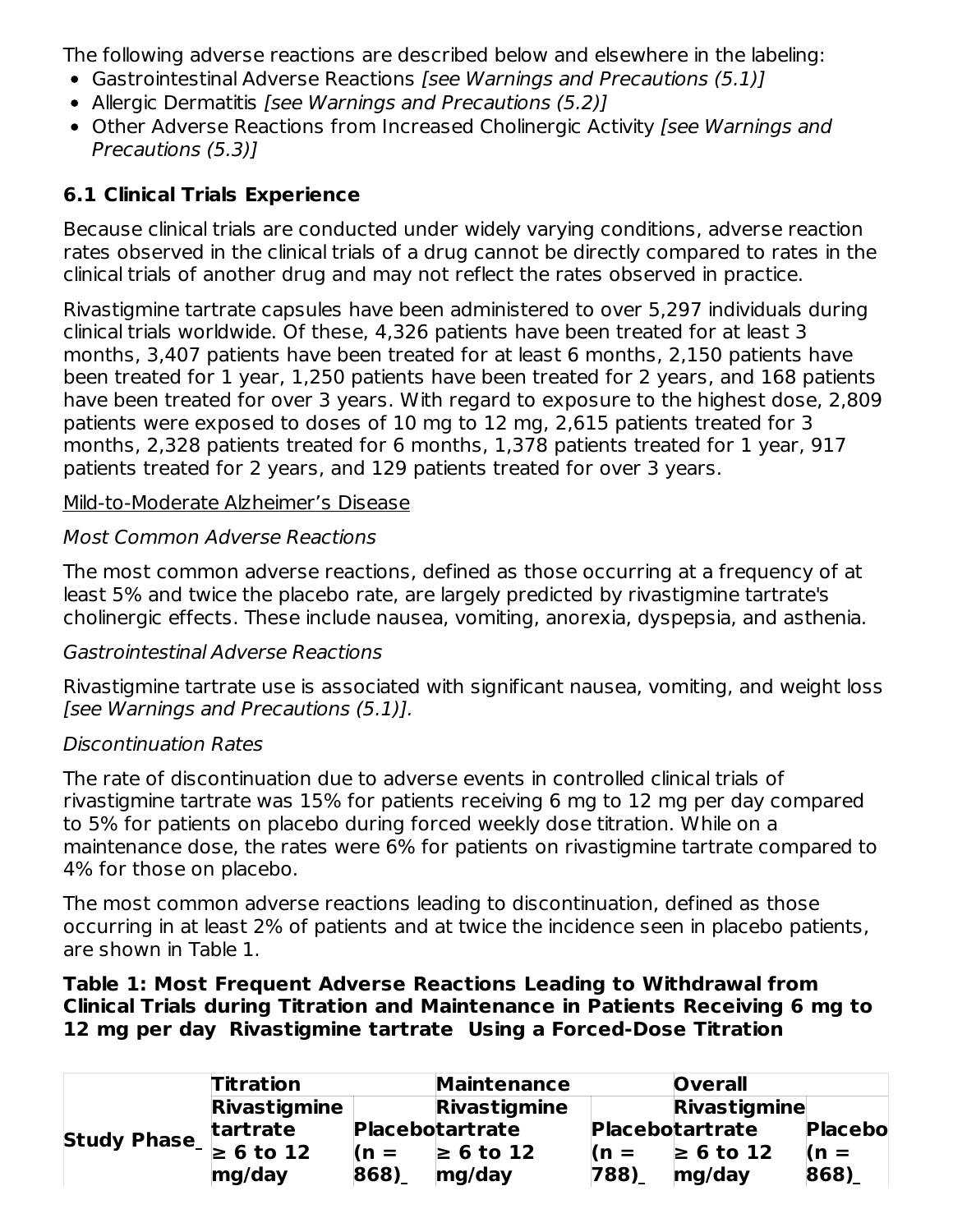The following adverse reactions are described below and elsewhere in the labeling:

- Gastrointestinal Adverse Reactions *[see Warnings and Precautions (5.1)]*
- Allergic Dermatitis *[see Warnings and Precautions (5.2)]*
- Other Adverse Reactions from Increased Cholinergic Activity *[see Warnings and Precautions (5.3)]*

### 6.1 Clinical Trials Experience

Because clinical trials are conducted under widely varying conditions, adverse reaction rates observed in the clinical trials of a drug cannot be directly compared to rates in the clinical trials of another drug and may not reflect the rates observed in practice.

Rivastigmine tartrate capsules have been administered to over 5,297 individuals during clinical trials worldwide. Of these, 4,326 patients have been treated for at least 3 months, 3,407 patients have been treated for at least 6 months, 2,150 patients have been treated for 1 year, 1,250 patients have been treated for 2 years, and 168 patients have been treated for over 3 years. With regard to exposure to the highest dose, 2,809 patients were exposed to doses of 10 mg to 12 mg, 2,615 patients treated for 3 months, 2,328 patients treated for 6 months, 1,378 patients treated for 1 year, 917 patients treated for 2 years, and 129 patients treated for over 3 years.

Mild-to-Moderate Alzheimer's Disease

*Most Common Adverse Reactions*

The most common adverse reactions, defined as those occurring at a frequency of at least 5% and twice the placebo rate, are largely predicted by rivastigmine tartrate's cholinergic effects. These include nausea, vomiting, anorexia, dyspepsia, and asthenia.

*Gastrointestinal Adverse Reactions*

Rivastigmine tartrate use is associated with significant nausea, vomiting, and weight loss *[see Warnings and Precautions (5.1)].*

*Discontinuation Rates*

The rate of discontinuation due to adverse events in controlled clinical trials of rivastigmine tartrate was 15% for patients receiving 6 mg to 12 mg per day compared to 5% for patients on placebo during forced weekly dose titration. While on a maintenance dose, the rates were 6% for patients on rivastigmine tartrate compared to 4% for those on placebo.

The most common adverse reactions leading to discontinuation, defined as those occurring in at least 2% of patients and at twice the incidence seen in placebo patients, are shown in Table 1.

**Table 1: Most Frequent Adverse Reactions Leading to Withdrawal from Clinical Trials during Titration and Maintenance in Patients Receiving 6 mg to 12 mg per day Rivastigmine tartrate Using a Forced-Dose Titration**

| Study Phase | Titration | | Maintenance | | Overall | |
|---|---|---|---|---|---|---|
| | Rivastigmine tartrate ≥ 6 to 12 mg/day | Placebo (n = 868) | Rivastigmine tartrate ≥ 6 to 12 mg/day | Placebo (n = 788) | Rivastigmine tartrate ≥ 6 to 12 mg/day | Placebo (n = 868) |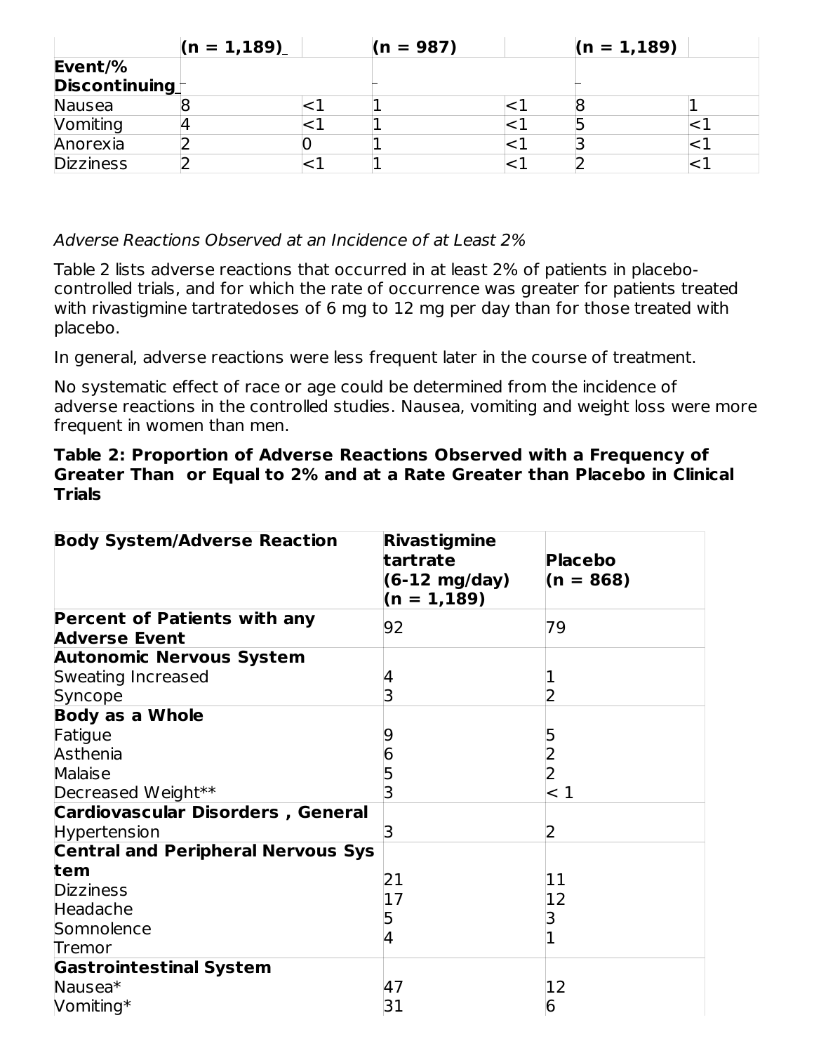| | (n = 1,189) | | (n = 987) | | (n = 1,189) | |
|---|---|---|---|---|---|---|
| Event/% Discontinuing | | | | | | |
| Nausea | 8 | <1 | 1 | <1 | 8 | 1 |
| Vomiting | 4 | <1 | 1 | <1 | 5 | <1 |
| Anorexia | 2 | 0 | 1 | <1 | 3 | <1 |
| Dizziness | 2 | <1 | 1 | <1 | 2 | <1 |

*Adverse Reactions Observed at an Incidence of at Least 2%*

Table 2 lists adverse reactions that occurred in at least 2% of patients in placebo-controlled trials, and for which the rate of occurrence was greater for patients treated with rivastigmine tartratedoses of 6 mg to 12 mg per day than for those treated with placebo.

In general, adverse reactions were less frequent later in the course of treatment.

No systematic effect of race or age could be determined from the incidence of adverse reactions in the controlled studies. Nausea, vomiting and weight loss were more frequent in women than men.

**Table 2: Proportion of Adverse Reactions Observed with a Frequency of Greater Than or Equal to 2% and at a Rate Greater than Placebo in Clinical Trials**

| Body System/Adverse Reaction | Rivastigmine tartrate (6-12 mg/day) (n = 1,189) | Placebo (n = 868) |
|---|---|---|
| **Percent of Patients with any Adverse Event** | 92 | 79 |
| **Autonomic Nervous System** | | |
| Sweating Increased | 4 | 1 |
| Syncope | 3 | 2 |
| **Body as a Whole** | | |
| Fatigue | 9 | 5 |
| Asthenia | 6 | 2 |
| Malaise | 5 | 2 |
| Decreased Weight** | 3 | < 1 |
| **Cardiovascular Disorders , General** | | |
| Hypertension | 3 | 2 |
| **Central and Peripheral Nervous System** | | |
| Dizziness | 21 | 11 |
| Headache | 17 | 12 |
| Somnolence | 5 | 3 |
| Tremor | 4 | 1 |
| **Gastrointestinal System** | | |
| Nausea* | 47 | 12 |
| Vomiting* | 31 | 6 |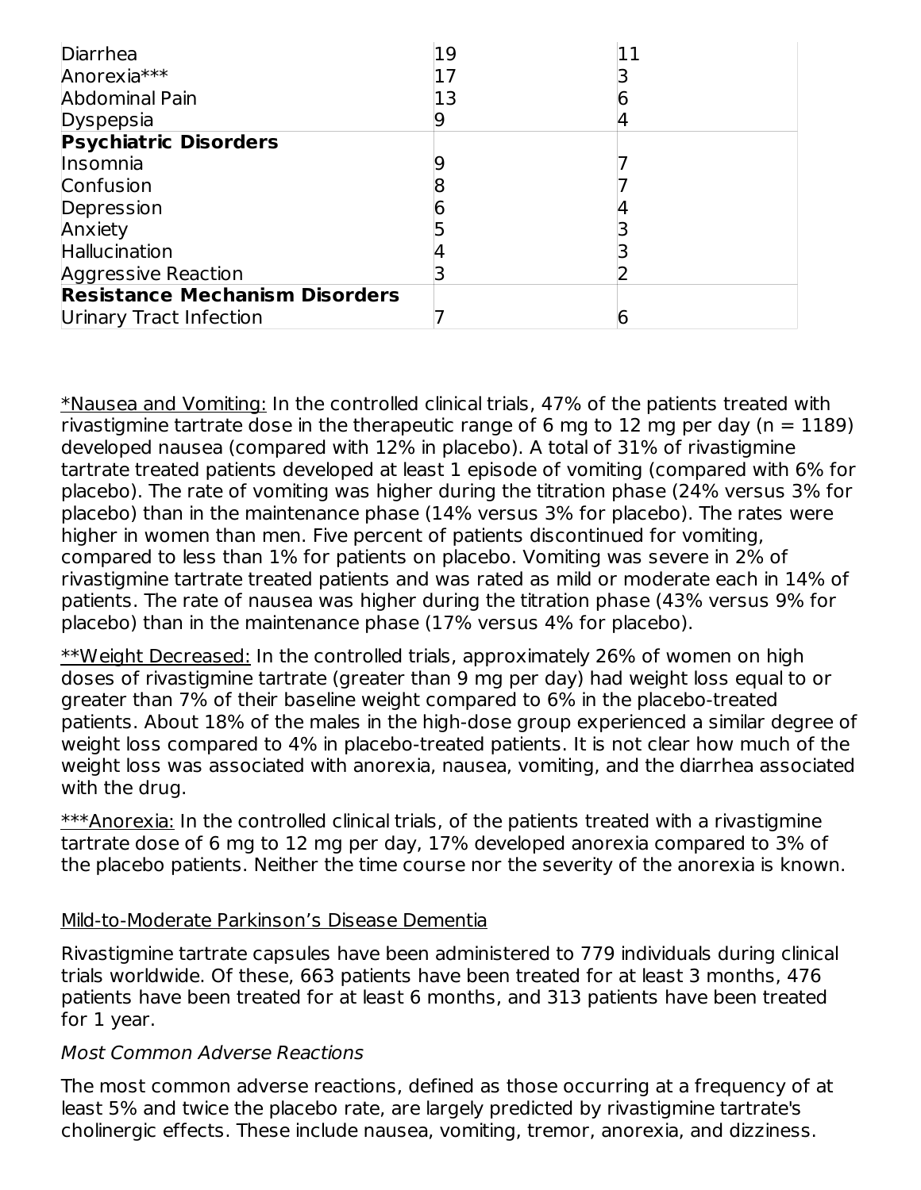| | | |
|---|---|---|
| Diarrhea | 19 | 11 |
| Anorexia*** | 17 | 3 |
| Abdominal Pain | 13 | 6 |
| Dyspepsia | 9 | 4 |
| **Psychiatric Disorders** | | |
| Insomnia | 9 | 7 |
| Confusion | 8 | 7 |
| Depression | 6 | 4 |
| Anxiety | 5 | 3 |
| Hallucination | 4 | 3 |
| Aggressive Reaction | 3 | 2 |
| **Resistance Mechanism Disorders** | | |
| Urinary Tract Infection | 7 | 6 |

*Nausea and Vomiting: In the controlled clinical trials, 47% of the patients treated with rivastigmine tartrate dose in the therapeutic range of 6 mg to 12 mg per day (n = 1189) developed nausea (compared with 12% in placebo). A total of 31% of rivastigmine tartrate treated patients developed at least 1 episode of vomiting (compared with 6% for placebo). The rate of vomiting was higher during the titration phase (24% versus 3% for placebo) than in the maintenance phase (14% versus 3% for placebo). The rates were higher in women than men. Five percent of patients discontinued for vomiting, compared to less than 1% for patients on placebo. Vomiting was severe in 2% of rivastigmine tartrate treated patients and was rated as mild or moderate each in 14% of patients. The rate of nausea was higher during the titration phase (43% versus 9% for placebo) than in the maintenance phase (17% versus 4% for placebo).

**Weight Decreased: In the controlled trials, approximately 26% of women on high doses of rivastigmine tartrate (greater than 9 mg per day) had weight loss equal to or greater than 7% of their baseline weight compared to 6% in the placebo-treated patients. About 18% of the males in the high-dose group experienced a similar degree of weight loss compared to 4% in placebo-treated patients. It is not clear how much of the weight loss was associated with anorexia, nausea, vomiting, and the diarrhea associated with the drug.

***Anorexia: In the controlled clinical trials, of the patients treated with a rivastigmine tartrate dose of 6 mg to 12 mg per day, 17% developed anorexia compared to 3% of the placebo patients. Neither the time course nor the severity of the anorexia is known.

Mild-to-Moderate Parkinson's Disease Dementia

Rivastigmine tartrate capsules have been administered to 779 individuals during clinical trials worldwide. Of these, 663 patients have been treated for at least 3 months, 476 patients have been treated for at least 6 months, and 313 patients have been treated for 1 year.

*Most Common Adverse Reactions*

The most common adverse reactions, defined as those occurring at a frequency of at least 5% and twice the placebo rate, are largely predicted by rivastigmine tartrate's cholinergic effects. These include nausea, vomiting, tremor, anorexia, and dizziness.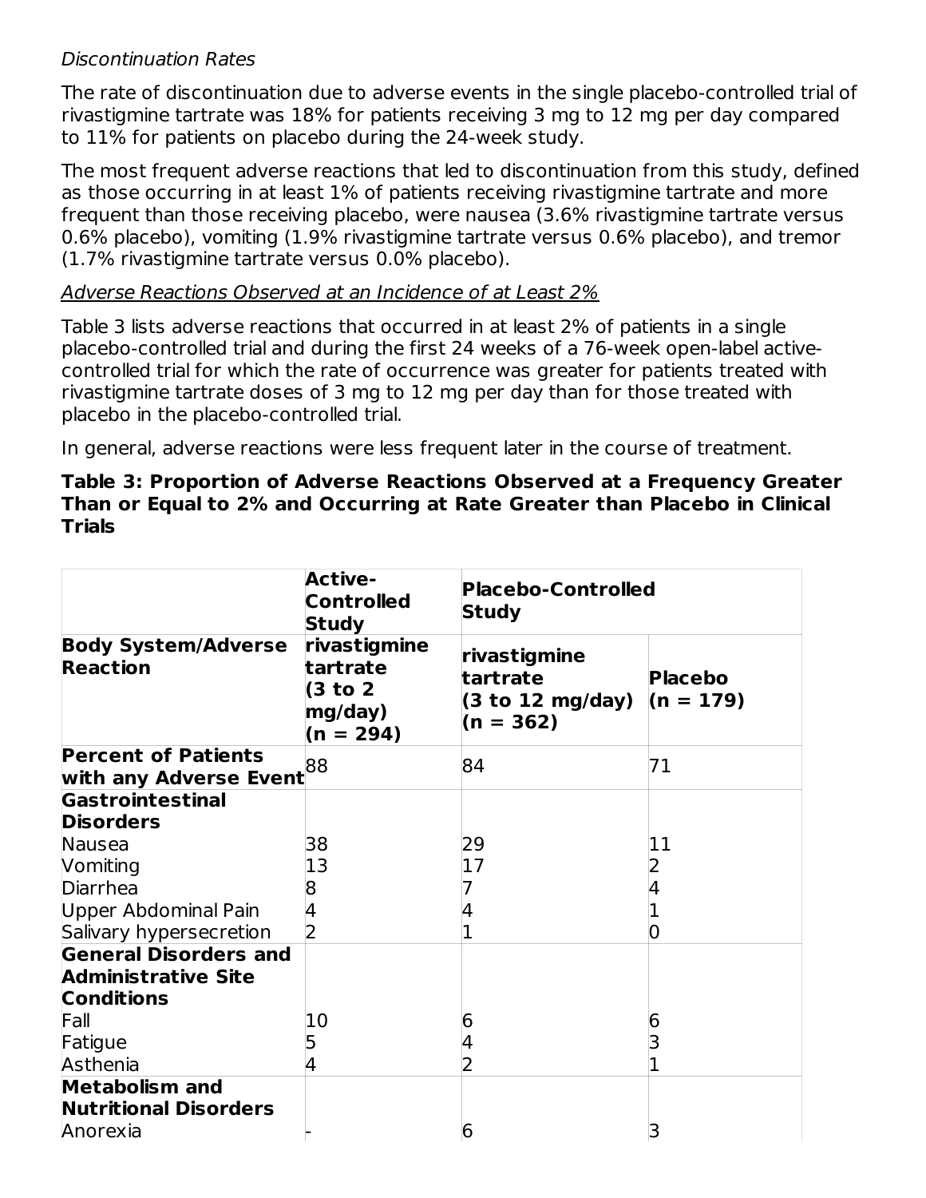*Discontinuation Rates*

The rate of discontinuation due to adverse events in the single placebo-controlled trial of rivastigmine tartrate was 18% for patients receiving 3 mg to 12 mg per day compared to 11% for patients on placebo during the 24-week study.

The most frequent adverse reactions that led to discontinuation from this study, defined as those occurring in at least 1% of patients receiving rivastigmine tartrate and more frequent than those receiving placebo, were nausea (3.6% rivastigmine tartrate versus 0.6% placebo), vomiting (1.9% rivastigmine tartrate versus 0.6% placebo), and tremor (1.7% rivastigmine tartrate versus 0.0% placebo).

Adverse Reactions Observed at an Incidence of at Least 2%

Table 3 lists adverse reactions that occurred in at least 2% of patients in a single placebo-controlled trial and during the first 24 weeks of a 76-week open-label active-controlled trial for which the rate of occurrence was greater for patients treated with rivastigmine tartrate doses of 3 mg to 12 mg per day than for those treated with placebo in the placebo-controlled trial.

In general, adverse reactions were less frequent later in the course of treatment.

**Table 3: Proportion of Adverse Reactions Observed at a Frequency Greater Than or Equal to 2% and Occurring at Rate Greater than Placebo in Clinical Trials**

| | **Active-Controlled Study** | **Placebo-Controlled Study** | |
|---|---|---|---|
| **Body System/Adverse Reaction** | **rivastigmine tartrate (3 to 2 mg/day) (n = 294)** | **rivastigmine tartrate (3 to 12 mg/day) (n = 362)** | **Placebo (n = 179)** |
| **Percent of Patients with any Adverse Event** | 88 | 84 | 71 |
| **Gastrointestinal Disorders** | | | |
| Nausea | 38 | 29 | 11 |
| Vomiting | 13 | 17 | 2 |
| Diarrhea | 8 | 7 | 4 |
| Upper Abdominal Pain | 4 | 4 | 1 |
| Salivary hypersecretion | 2 | 1 | 0 |
| **General Disorders and Administrative Site Conditions** | | | |
| Fall | 10 | 6 | 6 |
| Fatigue | 5 | 4 | 3 |
| Asthenia | 4 | 2 | 1 |
| **Metabolism and Nutritional Disorders** | | | |
| Anorexia | - | 6 | 3 |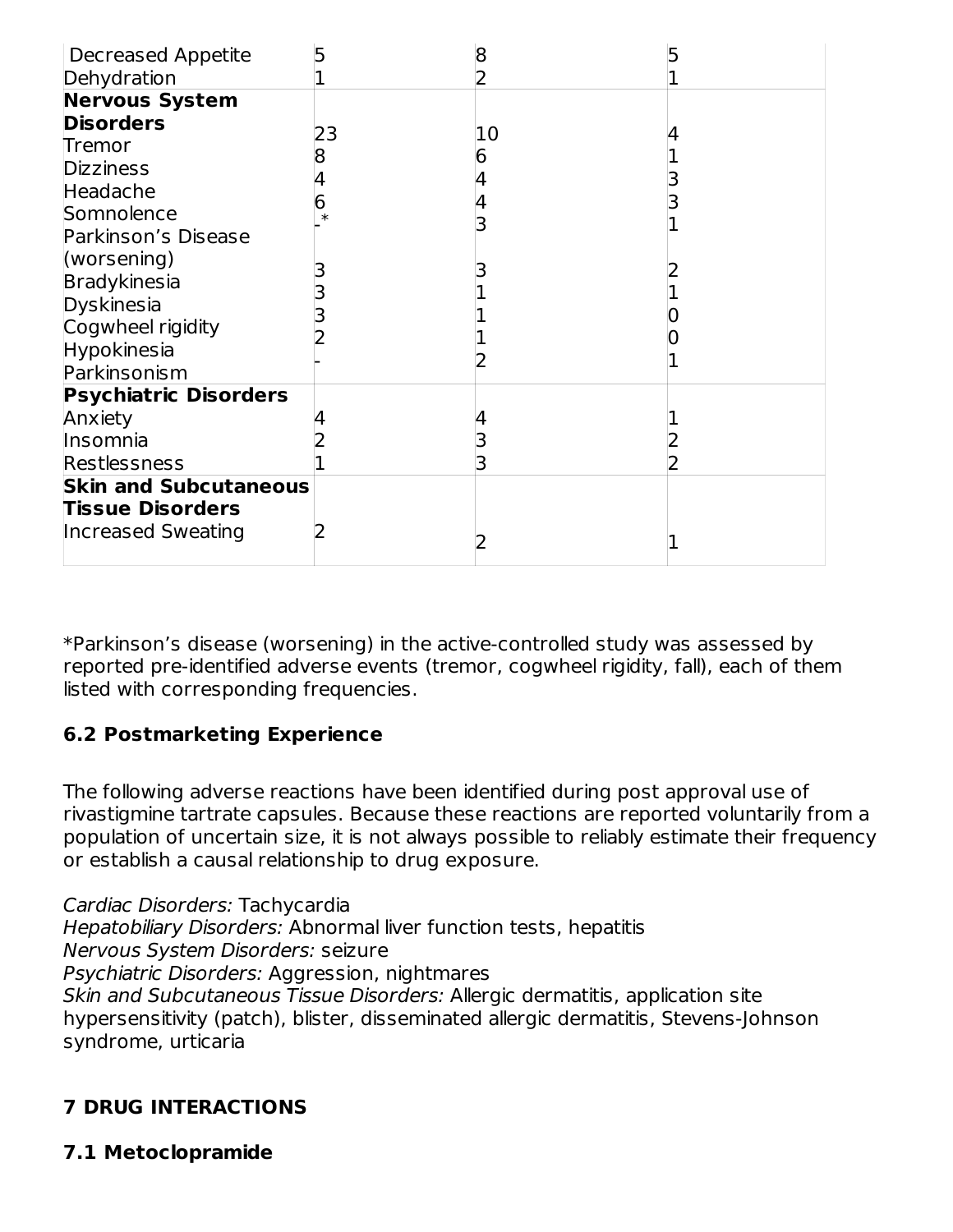| | | | |
|---|---|---|---|
| Decreased Appetite | 5 | 8 | 5 |
| Dehydration | 1 | 2 | 1 |
| **Nervous System Disorders** | | | |
| Tremor | 23 | 10 | 4 |
| Dizziness | 8 | 6 | 1 |
| Headache | 4 | 4 | 3 |
| Somnolence | 6 | 4 | 3 |
| Parkinson's Disease (worsening) | -* | 3 | 1 |
| Bradykinesia | 3 | 3 | 2 |
| Dyskinesia | 3 | 1 | 1 |
| Cogwheel rigidity | 3 | 1 | 0 |
| Hypokinesia | 2 | 1 | 0 |
| Parkinsonism | - | 2 | 1 |
| **Psychiatric Disorders** | | | |
| Anxiety | 4 | 4 | 1 |
| Insomnia | 2 | 3 | 2 |
| Restlessness | 1 | 3 | 2 |
| **Skin and Subcutaneous Tissue Disorders** | | | |
| Increased Sweating | 2 | 2 | 1 |

*Parkinson's disease (worsening) in the active-controlled study was assessed by reported pre-identified adverse events (tremor, cogwheel rigidity, fall), each of them listed with corresponding frequencies.

### 6.2 Postmarketing Experience

The following adverse reactions have been identified during post approval use of rivastigmine tartrate capsules. Because these reactions are reported voluntarily from a population of uncertain size, it is not always possible to reliably estimate their frequency or establish a causal relationship to drug exposure.

*Cardiac Disorders:* Tachycardia
*Hepatobiliary Disorders:* Abnormal liver function tests, hepatitis
*Nervous System Disorders:* seizure
*Psychiatric Disorders:* Aggression, nightmares
*Skin and Subcutaneous Tissue Disorders:* Allergic dermatitis, application site hypersensitivity (patch), blister, disseminated allergic dermatitis, Stevens-Johnson syndrome, urticaria

## 7 DRUG INTERACTIONS

### 7.1 Metoclopramide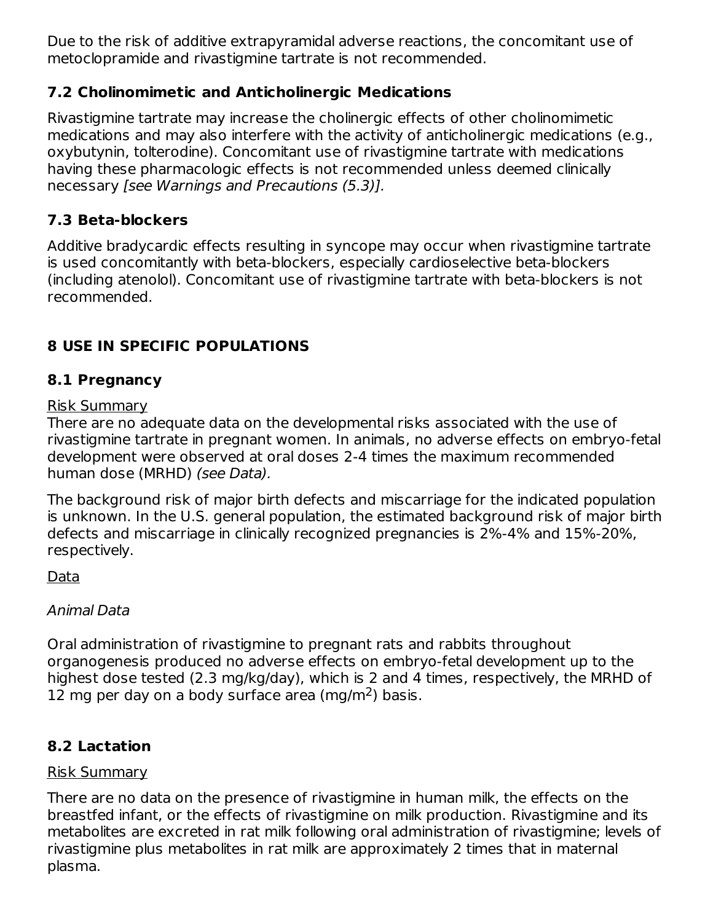Due to the risk of additive extrapyramidal adverse reactions, the concomitant use of metoclopramide and rivastigmine tartrate is not recommended.

### 7.2 Cholinomimetic and Anticholinergic Medications

Rivastigmine tartrate may increase the cholinergic effects of other cholinomimetic medications and may also interfere with the activity of anticholinergic medications (e.g., oxybutynin, tolterodine). Concomitant use of rivastigmine tartrate with medications having these pharmacologic effects is not recommended unless deemed clinically necessary *[see Warnings and Precautions (5.3)].*

### 7.3 Beta-blockers

Additive bradycardic effects resulting in syncope may occur when rivastigmine tartrate is used concomitantly with beta-blockers, especially cardioselective beta-blockers (including atenolol). Concomitant use of rivastigmine tartrate with beta-blockers is not recommended.

## 8 USE IN SPECIFIC POPULATIONS

### 8.1 Pregnancy

Risk Summary

There are no adequate data on the developmental risks associated with the use of rivastigmine tartrate in pregnant women. In animals, no adverse effects on embryo-fetal development were observed at oral doses 2-4 times the maximum recommended human dose (MRHD) *(see Data).*

The background risk of major birth defects and miscarriage for the indicated population is unknown. In the U.S. general population, the estimated background risk of major birth defects and miscarriage in clinically recognized pregnancies is 2%-4% and 15%-20%, respectively.

Data

*Animal Data*

Oral administration of rivastigmine to pregnant rats and rabbits throughout organogenesis produced no adverse effects on embryo-fetal development up to the highest dose tested (2.3 mg/kg/day), which is 2 and 4 times, respectively, the MRHD of 12 mg per day on a body surface area (mg/m$^2$) basis.

### 8.2 Lactation

Risk Summary

There are no data on the presence of rivastigmine in human milk, the effects on the breastfed infant, or the effects of rivastigmine on milk production. Rivastigmine and its metabolites are excreted in rat milk following oral administration of rivastigmine; levels of rivastigmine plus metabolites in rat milk are approximately 2 times that in maternal plasma.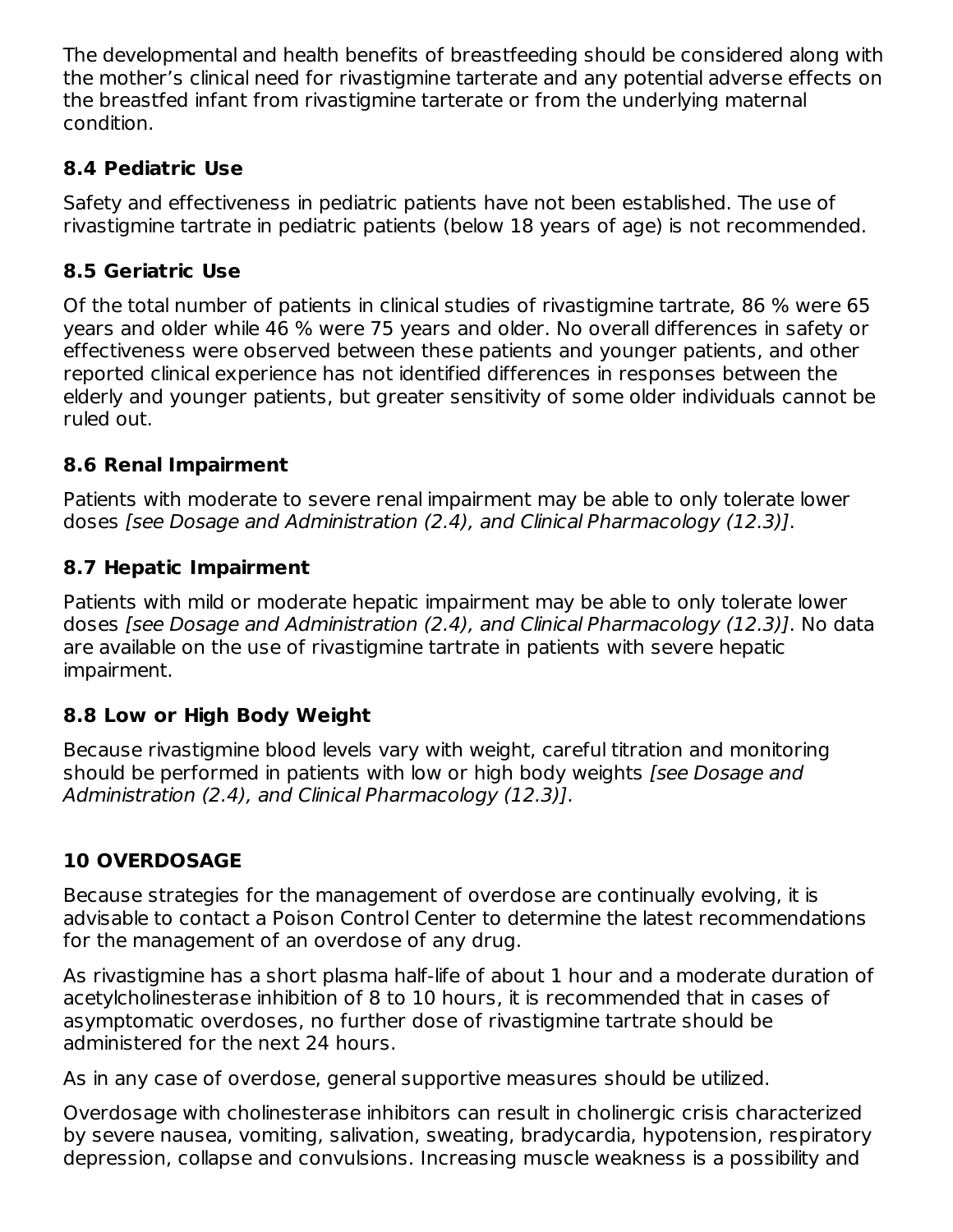The developmental and health benefits of breastfeeding should be considered along with the mother's clinical need for rivastigmine tarterate and any potential adverse effects on the breastfed infant from rivastigmine tarterate or from the underlying maternal condition.

### 8.4 Pediatric Use

Safety and effectiveness in pediatric patients have not been established. The use of rivastigmine tartrate in pediatric patients (below 18 years of age) is not recommended.

### 8.5 Geriatric Use

Of the total number of patients in clinical studies of rivastigmine tartrate, 86 % were 65 years and older while 46 % were 75 years and older. No overall differences in safety or effectiveness were observed between these patients and younger patients, and other reported clinical experience has not identified differences in responses between the elderly and younger patients, but greater sensitivity of some older individuals cannot be ruled out.

### 8.6 Renal Impairment

Patients with moderate to severe renal impairment may be able to only tolerate lower doses *[see Dosage and Administration (2.4), and Clinical Pharmacology (12.3)]*.

### 8.7 Hepatic Impairment

Patients with mild or moderate hepatic impairment may be able to only tolerate lower doses *[see Dosage and Administration (2.4), and Clinical Pharmacology (12.3)]*. No data are available on the use of rivastigmine tartrate in patients with severe hepatic impairment.

### 8.8 Low or High Body Weight

Because rivastigmine blood levels vary with weight, careful titration and monitoring should be performed in patients with low or high body weights *[see Dosage and Administration (2.4), and Clinical Pharmacology (12.3)]*.

## 10 OVERDOSAGE

Because strategies for the management of overdose are continually evolving, it is advisable to contact a Poison Control Center to determine the latest recommendations for the management of an overdose of any drug.

As rivastigmine has a short plasma half-life of about 1 hour and a moderate duration of acetylcholinesterase inhibition of 8 to 10 hours, it is recommended that in cases of asymptomatic overdoses, no further dose of rivastigmine tartrate should be administered for the next 24 hours.

As in any case of overdose, general supportive measures should be utilized.

Overdosage with cholinesterase inhibitors can result in cholinergic crisis characterized by severe nausea, vomiting, salivation, sweating, bradycardia, hypotension, respiratory depression, collapse and convulsions. Increasing muscle weakness is a possibility and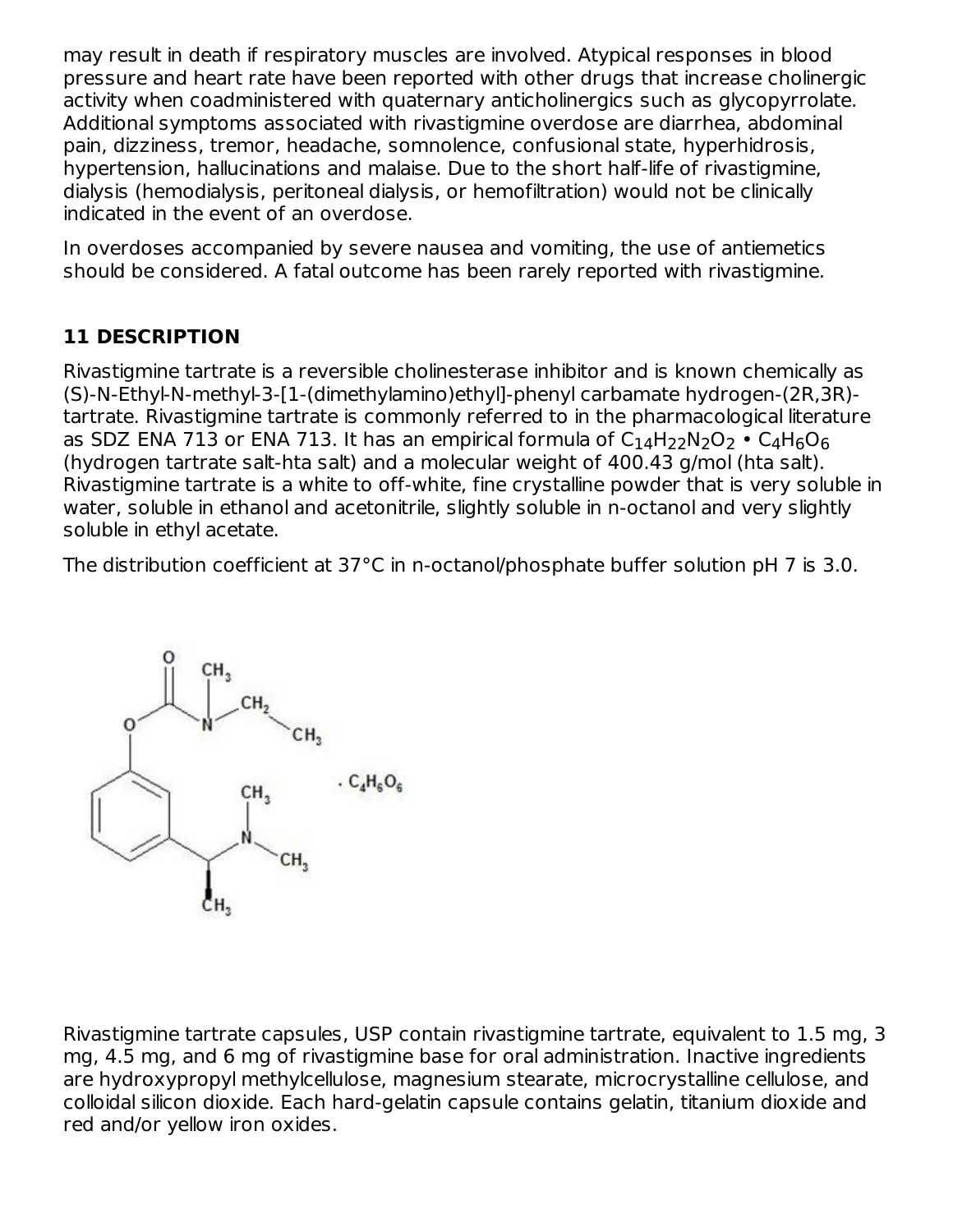may result in death if respiratory muscles are involved. Atypical responses in blood pressure and heart rate have been reported with other drugs that increase cholinergic activity when coadministered with quaternary anticholinergics such as glycopyrrolate. Additional symptoms associated with rivastigmine overdose are diarrhea, abdominal pain, dizziness, tremor, headache, somnolence, confusional state, hyperhidrosis, hypertension, hallucinations and malaise. Due to the short half-life of rivastigmine, dialysis (hemodialysis, peritoneal dialysis, or hemofiltration) would not be clinically indicated in the event of an overdose.

In overdoses accompanied by severe nausea and vomiting, the use of antiemetics should be considered. A fatal outcome has been rarely reported with rivastigmine.

## 11 DESCRIPTION

Rivastigmine tartrate is a reversible cholinesterase inhibitor and is known chemically as (S)-N-Ethyl-N-methyl-3-[1-(dimethylamino)ethyl]-phenyl carbamate hydrogen-(2R,3R)-tartrate. Rivastigmine tartrate is commonly referred to in the pharmacological literature as SDZ ENA 713 or ENA 713. It has an empirical formula of $C_{14}H_{22}N_2O_2 \bullet C_4H_6O_6$ (hydrogen tartrate salt-hta salt) and a molecular weight of 400.43 g/mol (hta salt). Rivastigmine tartrate is a white to off-white, fine crystalline powder that is very soluble in water, soluble in ethanol and acetonitrile, slightly soluble in n-octanol and very slightly soluble in ethyl acetate.

The distribution coefficient at 37°C in n-octanol/phosphate buffer solution pH 7 is 3.0.

Rivastigmine tartrate capsules, USP contain rivastigmine tartrate, equivalent to 1.5 mg, 3 mg, 4.5 mg, and 6 mg of rivastigmine base for oral administration. Inactive ingredients are hydroxypropyl methylcellulose, magnesium stearate, microcrystalline cellulose, and colloidal silicon dioxide. Each hard-gelatin capsule contains gelatin, titanium dioxide and red and/or yellow iron oxides.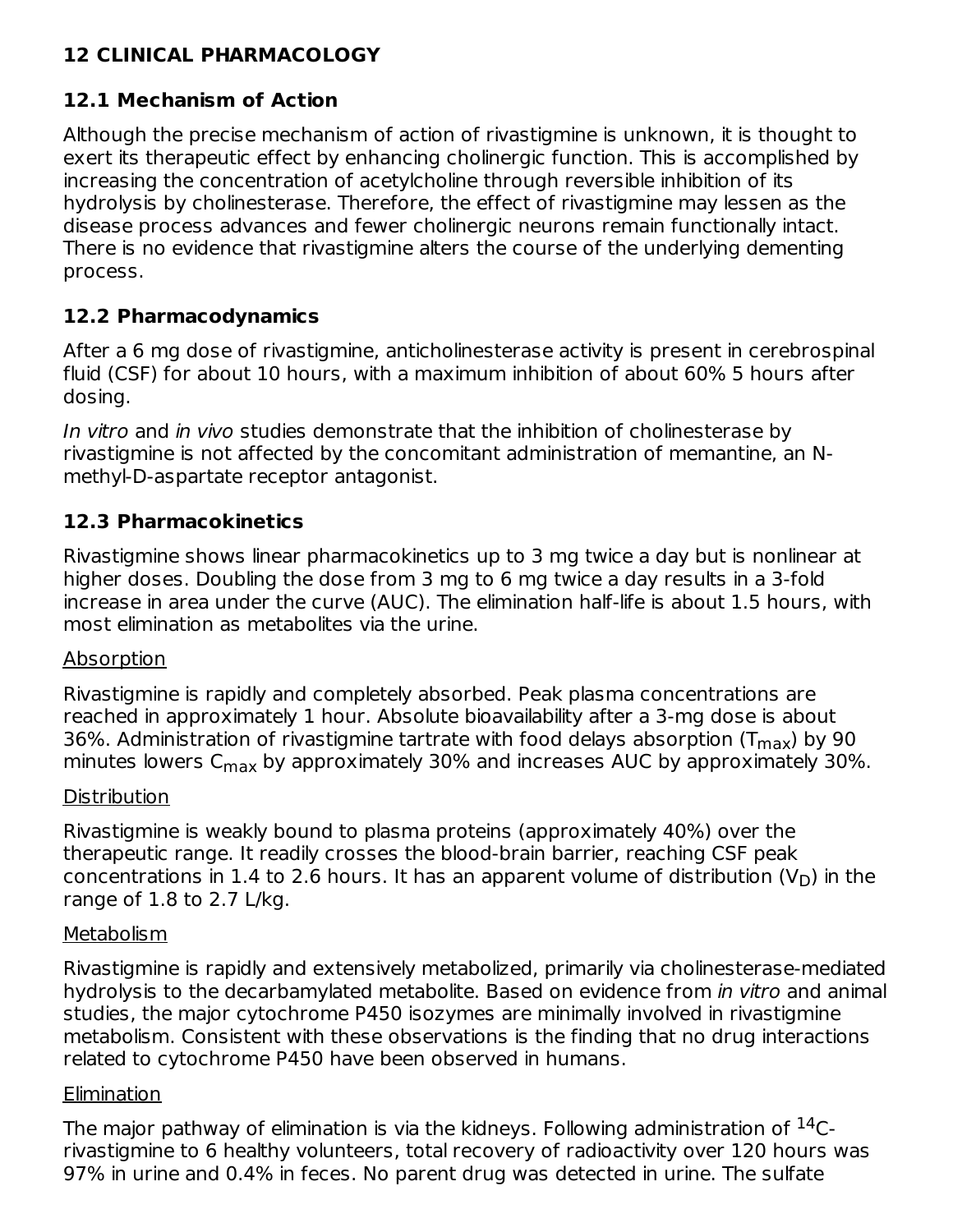## 12 CLINICAL PHARMACOLOGY

### 12.1 Mechanism of Action

Although the precise mechanism of action of rivastigmine is unknown, it is thought to exert its therapeutic effect by enhancing cholinergic function. This is accomplished by increasing the concentration of acetylcholine through reversible inhibition of its hydrolysis by cholinesterase. Therefore, the effect of rivastigmine may lessen as the disease process advances and fewer cholinergic neurons remain functionally intact. There is no evidence that rivastigmine alters the course of the underlying dementing process.

### 12.2 Pharmacodynamics

After a 6 mg dose of rivastigmine, anticholinesterase activity is present in cerebrospinal fluid (CSF) for about 10 hours, with a maximum inhibition of about 60% 5 hours after dosing.

*In vitro* and *in vivo* studies demonstrate that the inhibition of cholinesterase by rivastigmine is not affected by the concomitant administration of memantine, an N-methyl-D-aspartate receptor antagonist.

### 12.3 Pharmacokinetics

Rivastigmine shows linear pharmacokinetics up to 3 mg twice a day but is nonlinear at higher doses. Doubling the dose from 3 mg to 6 mg twice a day results in a 3-fold increase in area under the curve (AUC). The elimination half-life is about 1.5 hours, with most elimination as metabolites via the urine.

Absorption

Rivastigmine is rapidly and completely absorbed. Peak plasma concentrations are reached in approximately 1 hour. Absolute bioavailability after a 3-mg dose is about 36%. Administration of rivastigmine tartrate with food delays absorption ($T_{max}$) by 90 minutes lowers $C_{max}$ by approximately 30% and increases AUC by approximately 30%.

Distribution

Rivastigmine is weakly bound to plasma proteins (approximately 40%) over the therapeutic range. It readily crosses the blood-brain barrier, reaching CSF peak concentrations in 1.4 to 2.6 hours. It has an apparent volume of distribution ($V_D$) in the range of 1.8 to 2.7 L/kg.

Metabolism

Rivastigmine is rapidly and extensively metabolized, primarily via cholinesterase-mediated hydrolysis to the decarbamylated metabolite. Based on evidence from *in vitro* and animal studies, the major cytochrome P450 isozymes are minimally involved in rivastigmine metabolism. Consistent with these observations is the finding that no drug interactions related to cytochrome P450 have been observed in humans.

Elimination

The major pathway of elimination is via the kidneys. Following administration of $^{14}C$-rivastigmine to 6 healthy volunteers, total recovery of radioactivity over 120 hours was 97% in urine and 0.4% in feces. No parent drug was detected in urine. The sulfate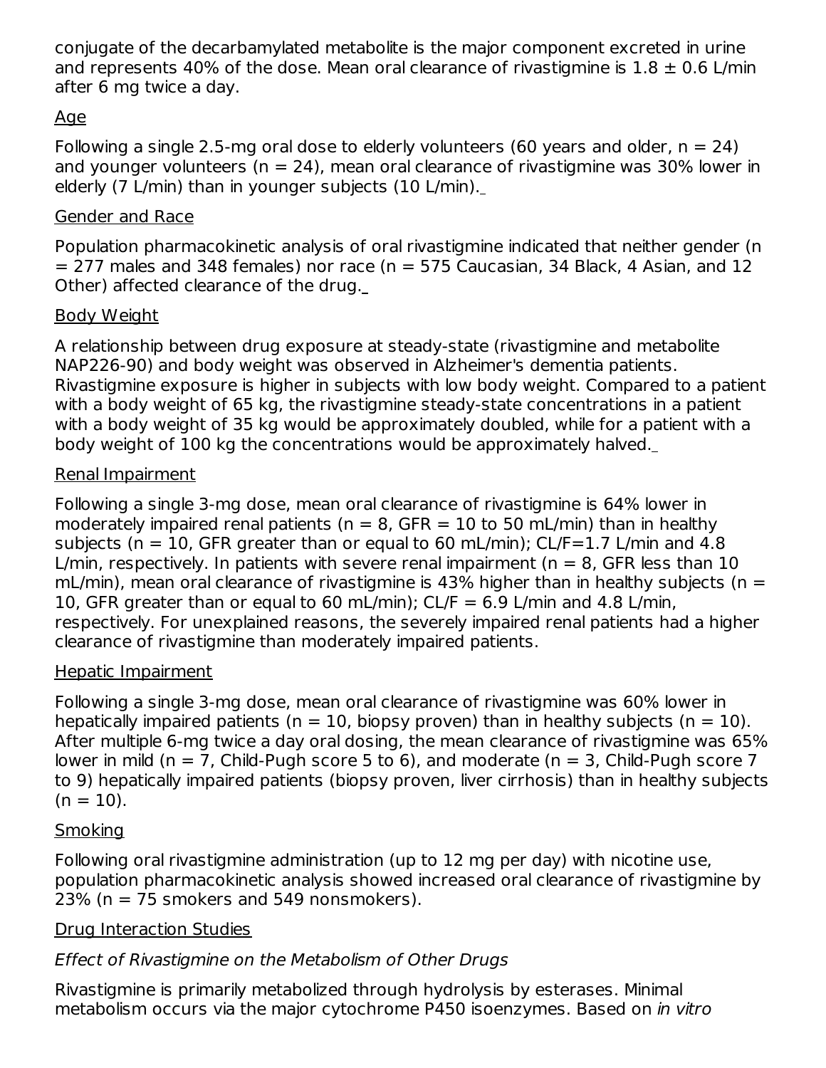conjugate of the decarbamylated metabolite is the major component excreted in urine and represents 40% of the dose. Mean oral clearance of rivastigmine is 1.8 ± 0.6 L/min after 6 mg twice a day.

Age

Following a single 2.5-mg oral dose to elderly volunteers (60 years and older, n = 24) and younger volunteers (n = 24), mean oral clearance of rivastigmine was 30% lower in elderly (7 L/min) than in younger subjects (10 L/min).

Gender and Race

Population pharmacokinetic analysis of oral rivastigmine indicated that neither gender (n = 277 males and 348 females) nor race (n = 575 Caucasian, 34 Black, 4 Asian, and 12 Other) affected clearance of the drug.

Body Weight

A relationship between drug exposure at steady-state (rivastigmine and metabolite NAP226-90) and body weight was observed in Alzheimer's dementia patients. Rivastigmine exposure is higher in subjects with low body weight. Compared to a patient with a body weight of 65 kg, the rivastigmine steady-state concentrations in a patient with a body weight of 35 kg would be approximately doubled, while for a patient with a body weight of 100 kg the concentrations would be approximately halved.

Renal Impairment

Following a single 3-mg dose, mean oral clearance of rivastigmine is 64% lower in moderately impaired renal patients (n = 8, GFR = 10 to 50 mL/min) than in healthy subjects (n = 10, GFR greater than or equal to 60 mL/min); CL/F=1.7 L/min and 4.8 L/min, respectively. In patients with severe renal impairment (n = 8, GFR less than 10 mL/min), mean oral clearance of rivastigmine is 43% higher than in healthy subjects (n = 10, GFR greater than or equal to 60 mL/min); CL/F = 6.9 L/min and 4.8 L/min, respectively. For unexplained reasons, the severely impaired renal patients had a higher clearance of rivastigmine than moderately impaired patients.

Hepatic Impairment

Following a single 3-mg dose, mean oral clearance of rivastigmine was 60% lower in hepatically impaired patients (n = 10, biopsy proven) than in healthy subjects (n = 10). After multiple 6-mg twice a day oral dosing, the mean clearance of rivastigmine was 65% lower in mild (n = 7, Child-Pugh score 5 to 6), and moderate (n = 3, Child-Pugh score 7 to 9) hepatically impaired patients (biopsy proven, liver cirrhosis) than in healthy subjects (n = 10).

Smoking

Following oral rivastigmine administration (up to 12 mg per day) with nicotine use, population pharmacokinetic analysis showed increased oral clearance of rivastigmine by 23% (n = 75 smokers and 549 nonsmokers).

Drug Interaction Studies

*Effect of Rivastigmine on the Metabolism of Other Drugs*

Rivastigmine is primarily metabolized through hydrolysis by esterases. Minimal metabolism occurs via the major cytochrome P450 isoenzymes. Based on *in vitro*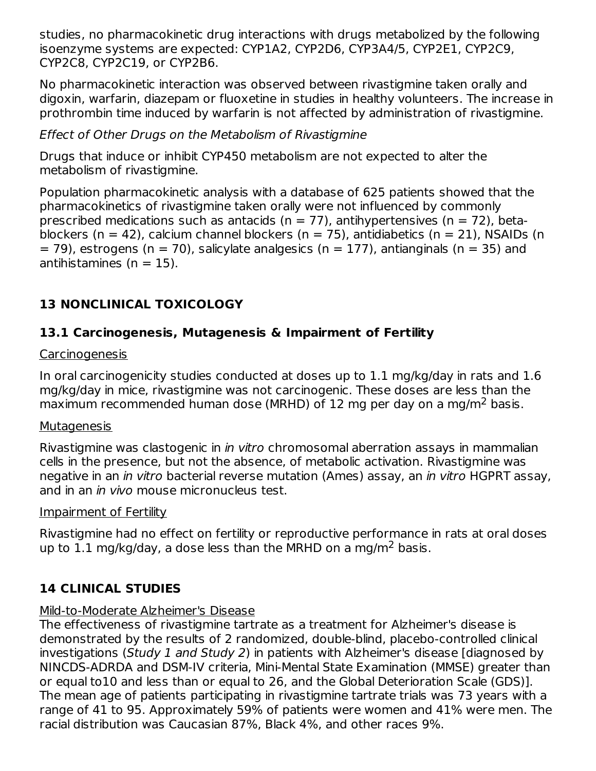studies, no pharmacokinetic drug interactions with drugs metabolized by the following isoenzyme systems are expected: CYP1A2, CYP2D6, CYP3A4/5, CYP2E1, CYP2C9, CYP2C8, CYP2C19, or CYP2B6.

No pharmacokinetic interaction was observed between rivastigmine taken orally and digoxin, warfarin, diazepam or fluoxetine in studies in healthy volunteers. The increase in prothrombin time induced by warfarin is not affected by administration of rivastigmine.

*Effect of Other Drugs on the Metabolism of Rivastigmine*

Drugs that induce or inhibit CYP450 metabolism are not expected to alter the metabolism of rivastigmine.

Population pharmacokinetic analysis with a database of 625 patients showed that the pharmacokinetics of rivastigmine taken orally were not influenced by commonly prescribed medications such as antacids (n = 77), antihypertensives (n = 72), beta-blockers (n = 42), calcium channel blockers (n = 75), antidiabetics (n = 21), NSAIDs (n = 79), estrogens (n = 70), salicylate analgesics (n = 177), antianginals (n = 35) and antihistamines (n = 15).

## 13 NONCLINICAL TOXICOLOGY

### 13.1 Carcinogenesis, Mutagenesis & Impairment of Fertility

Carcinogenesis

In oral carcinogenicity studies conducted at doses up to 1.1 mg/kg/day in rats and 1.6 mg/kg/day in mice, rivastigmine was not carcinogenic. These doses are less than the maximum recommended human dose (MRHD) of 12 mg per day on a mg/m$^2$ basis.

Mutagenesis

Rivastigmine was clastogenic in *in vitro* chromosomal aberration assays in mammalian cells in the presence, but not the absence, of metabolic activation. Rivastigmine was negative in an *in vitro* bacterial reverse mutation (Ames) assay, an *in vitro* HGPRT assay, and in an *in vivo* mouse micronucleus test.

Impairment of Fertility

Rivastigmine had no effect on fertility or reproductive performance in rats at oral doses up to 1.1 mg/kg/day, a dose less than the MRHD on a mg/m$^2$ basis.

## 14 CLINICAL STUDIES

Mild-to-Moderate Alzheimer's Disease

The effectiveness of rivastigmine tartrate as a treatment for Alzheimer's disease is demonstrated by the results of 2 randomized, double-blind, placebo-controlled clinical investigations (*Study 1 and Study 2*) in patients with Alzheimer's disease [diagnosed by NINCDS-ADRDA and DSM-IV criteria, Mini-Mental State Examination (MMSE) greater than or equal to10 and less than or equal to 26, and the Global Deterioration Scale (GDS)]. The mean age of patients participating in rivastigmine tartrate trials was 73 years with a range of 41 to 95. Approximately 59% of patients were women and 41% were men. The racial distribution was Caucasian 87%, Black 4%, and other races 9%.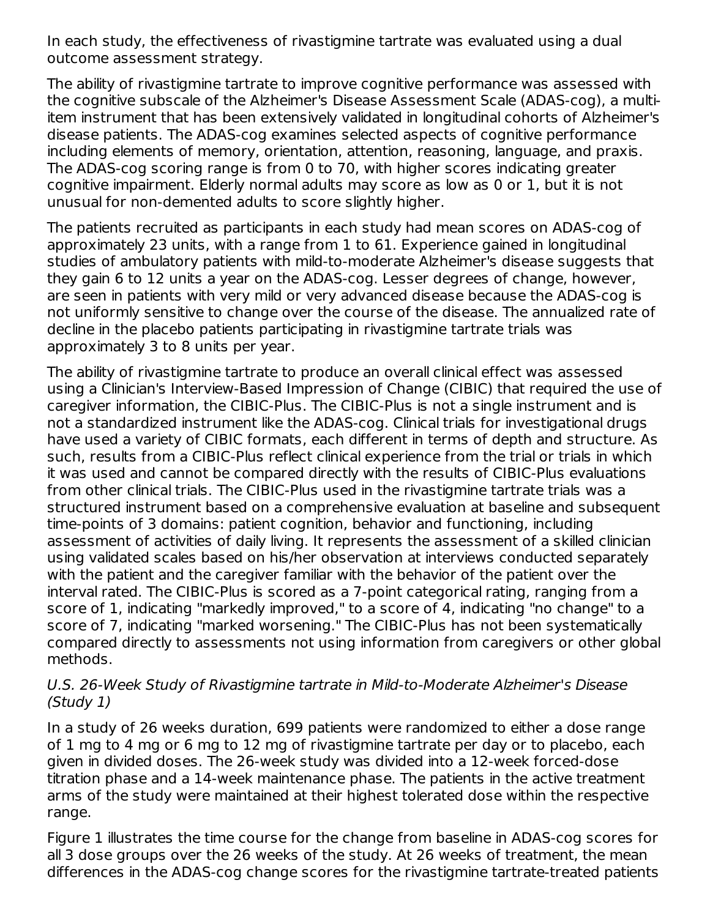In each study, the effectiveness of rivastigmine tartrate was evaluated using a dual outcome assessment strategy.

The ability of rivastigmine tartrate to improve cognitive performance was assessed with the cognitive subscale of the Alzheimer's Disease Assessment Scale (ADAS-cog), a multi-item instrument that has been extensively validated in longitudinal cohorts of Alzheimer's disease patients. The ADAS-cog examines selected aspects of cognitive performance including elements of memory, orientation, attention, reasoning, language, and praxis. The ADAS-cog scoring range is from 0 to 70, with higher scores indicating greater cognitive impairment. Elderly normal adults may score as low as 0 or 1, but it is not unusual for non-demented adults to score slightly higher.

The patients recruited as participants in each study had mean scores on ADAS-cog of approximately 23 units, with a range from 1 to 61. Experience gained in longitudinal studies of ambulatory patients with mild-to-moderate Alzheimer's disease suggests that they gain 6 to 12 units a year on the ADAS-cog. Lesser degrees of change, however, are seen in patients with very mild or very advanced disease because the ADAS-cog is not uniformly sensitive to change over the course of the disease. The annualized rate of decline in the placebo patients participating in rivastigmine tartrate trials was approximately 3 to 8 units per year.

The ability of rivastigmine tartrate to produce an overall clinical effect was assessed using a Clinician's Interview-Based Impression of Change (CIBIC) that required the use of caregiver information, the CIBIC-Plus. The CIBIC-Plus is not a single instrument and is not a standardized instrument like the ADAS-cog. Clinical trials for investigational drugs have used a variety of CIBIC formats, each different in terms of depth and structure. As such, results from a CIBIC-Plus reflect clinical experience from the trial or trials in which it was used and cannot be compared directly with the results of CIBIC-Plus evaluations from other clinical trials. The CIBIC-Plus used in the rivastigmine tartrate trials was a structured instrument based on a comprehensive evaluation at baseline and subsequent time-points of 3 domains: patient cognition, behavior and functioning, including assessment of activities of daily living. It represents the assessment of a skilled clinician using validated scales based on his/her observation at interviews conducted separately with the patient and the caregiver familiar with the behavior of the patient over the interval rated. The CIBIC-Plus is scored as a 7-point categorical rating, ranging from a score of 1, indicating "markedly improved," to a score of 4, indicating "no change" to a score of 7, indicating "marked worsening." The CIBIC-Plus has not been systematically compared directly to assessments not using information from caregivers or other global methods.

*U.S. 26-Week Study of Rivastigmine tartrate in Mild-to-Moderate Alzheimer's Disease (Study 1)*

In a study of 26 weeks duration, 699 patients were randomized to either a dose range of 1 mg to 4 mg or 6 mg to 12 mg of rivastigmine tartrate per day or to placebo, each given in divided doses. The 26-week study was divided into a 12-week forced-dose titration phase and a 14-week maintenance phase. The patients in the active treatment arms of the study were maintained at their highest tolerated dose within the respective range.

Figure 1 illustrates the time course for the change from baseline in ADAS-cog scores for all 3 dose groups over the 26 weeks of the study. At 26 weeks of treatment, the mean differences in the ADAS-cog change scores for the rivastigmine tartrate-treated patients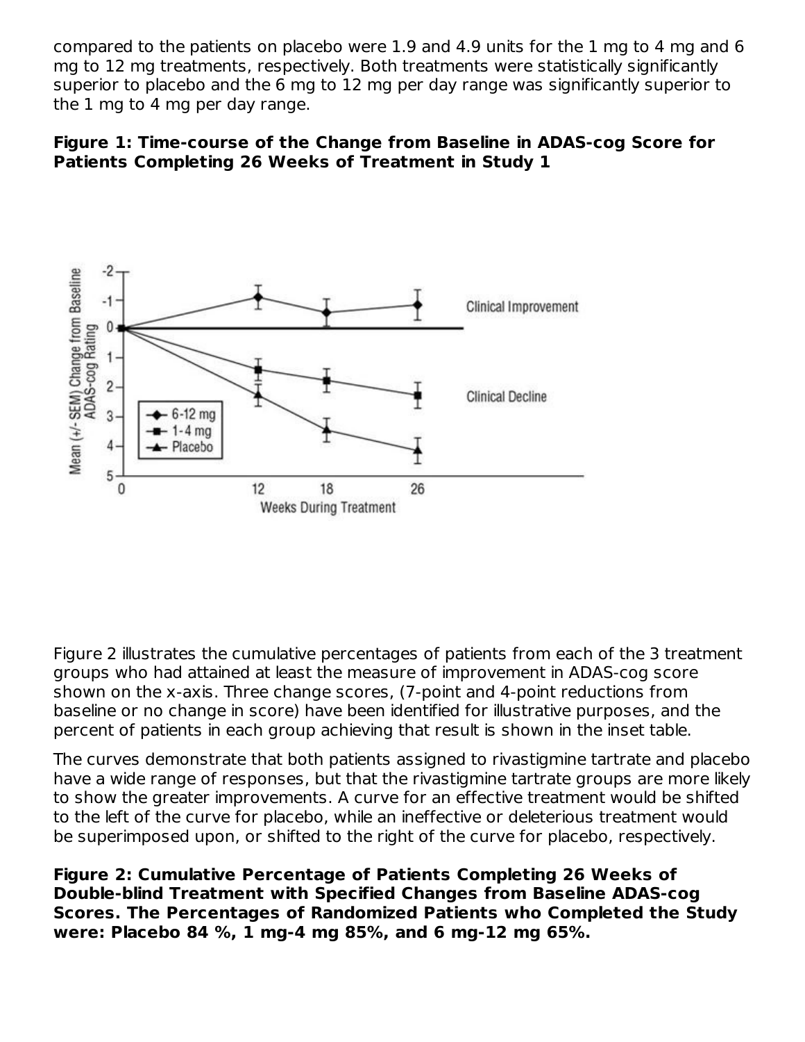compared to the patients on placebo were 1.9 and 4.9 units for the 1 mg to 4 mg and 6 mg to 12 mg treatments, respectively. Both treatments were statistically significantly superior to placebo and the 6 mg to 12 mg per day range was significantly superior to the 1 mg to 4 mg per day range.

**Figure 1: Time-course of the Change from Baseline in ADAS-cog Score for Patients Completing 26 Weeks of Treatment in Study 1**

Figure 2 illustrates the cumulative percentages of patients from each of the 3 treatment groups who had attained at least the measure of improvement in ADAS-cog score shown on the x-axis. Three change scores, (7-point and 4-point reductions from baseline or no change in score) have been identified for illustrative purposes, and the percent of patients in each group achieving that result is shown in the inset table.

The curves demonstrate that both patients assigned to rivastigmine tartrate and placebo have a wide range of responses, but that the rivastigmine tartrate groups are more likely to show the greater improvements. A curve for an effective treatment would be shifted to the left of the curve for placebo, while an ineffective or deleterious treatment would be superimposed upon, or shifted to the right of the curve for placebo, respectively.

**Figure 2: Cumulative Percentage of Patients Completing 26 Weeks of Double-blind Treatment with Specified Changes from Baseline ADAS-cog Scores. The Percentages of Randomized Patients who Completed the Study were: Placebo 84 %, 1 mg-4 mg 85%, and 6 mg-12 mg 65%.**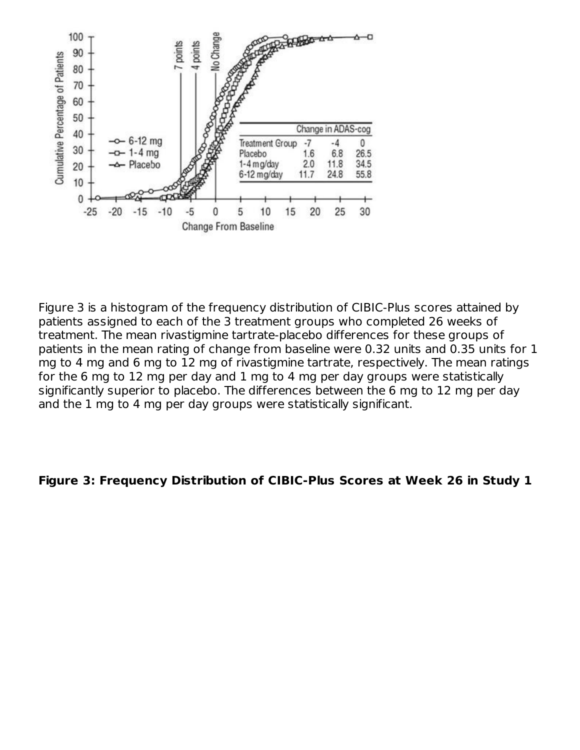| Change in ADAS-cog | | | |
|---|---|---|---|
| Treatment Group | -7 | -4 | 0 |
| Placebo | 1.6 | 6.8 | 26.5 |
| 1-4 mg/day | 2.0 | 11.8 | 34.5 |
| 6-12 mg/day | 11.7 | 24.8 | 55.8 |

Figure 3 is a histogram of the frequency distribution of CIBIC-Plus scores attained by patients assigned to each of the 3 treatment groups who completed 26 weeks of treatment. The mean rivastigmine tartrate-placebo differences for these groups of patients in the mean rating of change from baseline were 0.32 units and 0.35 units for 1 mg to 4 mg and 6 mg to 12 mg of rivastigmine tartrate, respectively. The mean ratings for the 6 mg to 12 mg per day and 1 mg to 4 mg per day groups were statistically significantly superior to placebo. The differences between the 6 mg to 12 mg per day and the 1 mg to 4 mg per day groups were statistically significant.

**Figure 3: Frequency Distribution of CIBIC-Plus Scores at Week 26 in Study 1**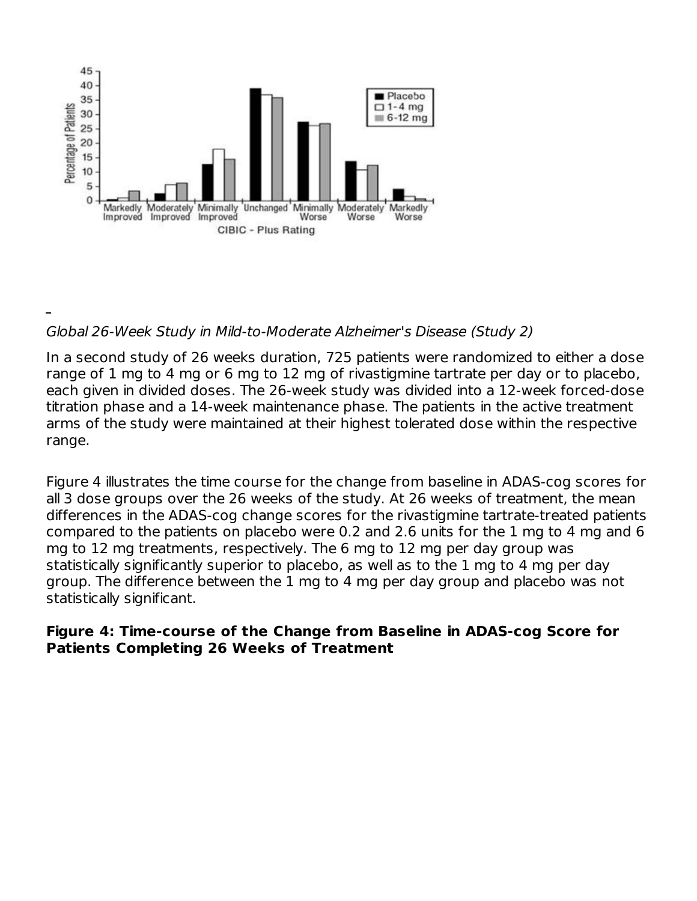*Global 26-Week Study in Mild-to-Moderate Alzheimer's Disease (Study 2)*

In a second study of 26 weeks duration, 725 patients were randomized to either a dose range of 1 mg to 4 mg or 6 mg to 12 mg of rivastigmine tartrate per day or to placebo, each given in divided doses. The 26-week study was divided into a 12-week forced-dose titration phase and a 14-week maintenance phase. The patients in the active treatment arms of the study were maintained at their highest tolerated dose within the respective range.

Figure 4 illustrates the time course for the change from baseline in ADAS-cog scores for all 3 dose groups over the 26 weeks of the study. At 26 weeks of treatment, the mean differences in the ADAS-cog change scores for the rivastigmine tartrate-treated patients compared to the patients on placebo were 0.2 and 2.6 units for the 1 mg to 4 mg and 6 mg to 12 mg treatments, respectively. The 6 mg to 12 mg per day group was statistically significantly superior to placebo, as well as to the 1 mg to 4 mg per day group. The difference between the 1 mg to 4 mg per day group and placebo was not statistically significant.

**Figure 4: Time-course of the Change from Baseline in ADAS-cog Score for Patients Completing 26 Weeks of Treatment**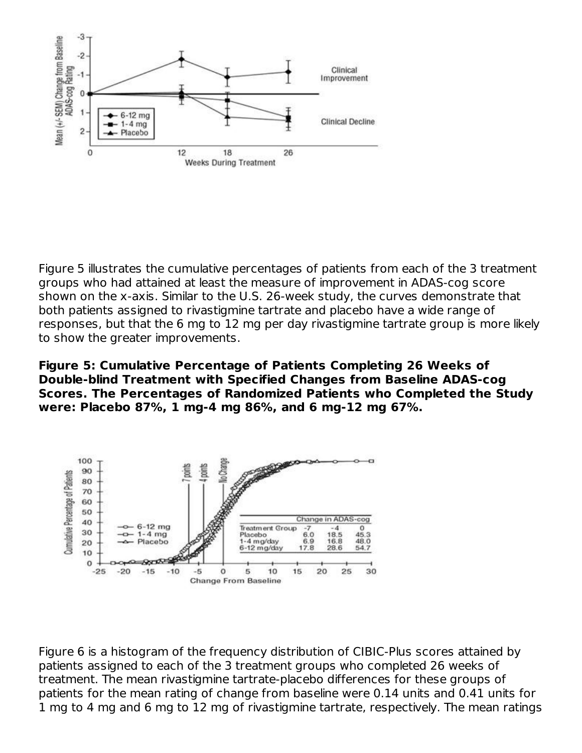Figure 5 illustrates the cumulative percentages of patients from each of the 3 treatment groups who had attained at least the measure of improvement in ADAS-cog score shown on the x-axis. Similar to the U.S. 26-week study, the curves demonstrate that both patients assigned to rivastigmine tartrate and placebo have a wide range of responses, but that the 6 mg to 12 mg per day rivastigmine tartrate group is more likely to show the greater improvements.

**Figure 5: Cumulative Percentage of Patients Completing 26 Weeks of Double-blind Treatment with Specified Changes from Baseline ADAS-cog Scores. The Percentages of Randomized Patients who Completed the Study were: Placebo 87%, 1 mg-4 mg 86%, and 6 mg-12 mg 67%.**

| Treatment Group | Change in ADAS-cog -7 | -4 | 0 |
| --- | --- | --- | --- |
| Placebo | 6.0 | 18.5 | 45.3 |
| 1-4 mg/day | 6.9 | 16.8 | 48.0 |
| 6-12 mg/day | 17.8 | 28.6 | 54.7 |

Figure 6 is a histogram of the frequency distribution of CIBIC-Plus scores attained by patients assigned to each of the 3 treatment groups who completed 26 weeks of treatment. The mean rivastigmine tartrate-placebo differences for these groups of patients for the mean rating of change from baseline were 0.14 units and 0.41 units for 1 mg to 4 mg and 6 mg to 12 mg of rivastigmine tartrate, respectively. The mean ratings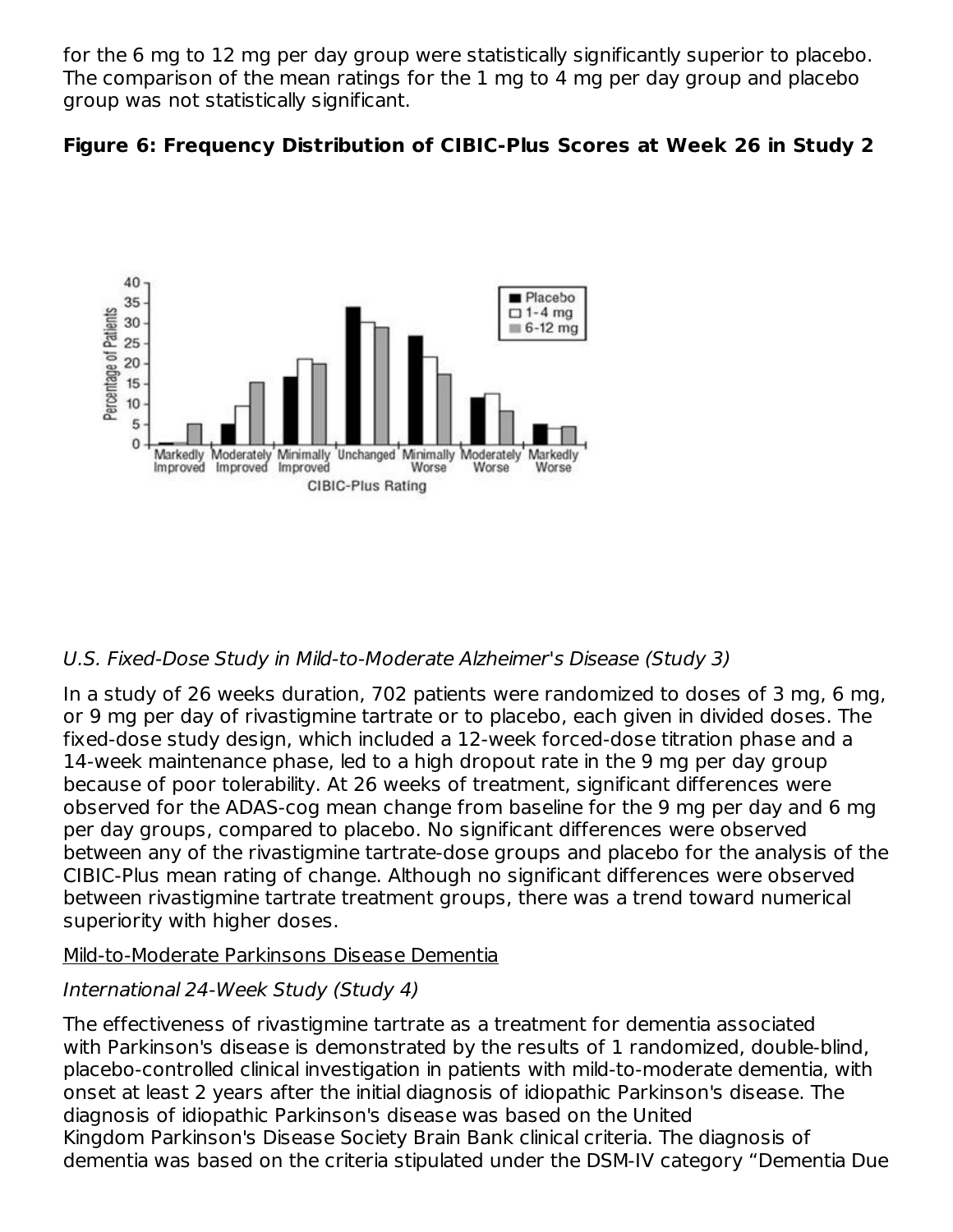for the 6 mg to 12 mg per day group were statistically significantly superior to placebo. The comparison of the mean ratings for the 1 mg to 4 mg per day group and placebo group was not statistically significant.

**Figure 6: Frequency Distribution of CIBIC-Plus Scores at Week 26 in Study 2**

*U.S. Fixed-Dose Study in Mild-to-Moderate Alzheimer's Disease (Study 3)*

In a study of 26 weeks duration, 702 patients were randomized to doses of 3 mg, 6 mg, or 9 mg per day of rivastigmine tartrate or to placebo, each given in divided doses. The fixed-dose study design, which included a 12-week forced-dose titration phase and a 14-week maintenance phase, led to a high dropout rate in the 9 mg per day group because of poor tolerability. At 26 weeks of treatment, significant differences were observed for the ADAS-cog mean change from baseline for the 9 mg per day and 6 mg per day groups, compared to placebo. No significant differences were observed between any of the rivastigmine tartrate-dose groups and placebo for the analysis of the CIBIC-Plus mean rating of change. Although no significant differences were observed between rivastigmine tartrate treatment groups, there was a trend toward numerical superiority with higher doses.

<u>Mild-to-Moderate Parkinsons Disease Dementia</u>

*International 24-Week Study (Study 4)*

The effectiveness of rivastigmine tartrate as a treatment for dementia associated with Parkinson's disease is demonstrated by the results of 1 randomized, double-blind, placebo-controlled clinical investigation in patients with mild-to-moderate dementia, with onset at least 2 years after the initial diagnosis of idiopathic Parkinson's disease. The diagnosis of idiopathic Parkinson's disease was based on the United Kingdom Parkinson's Disease Society Brain Bank clinical criteria. The diagnosis of dementia was based on the criteria stipulated under the DSM-IV category "Dementia Due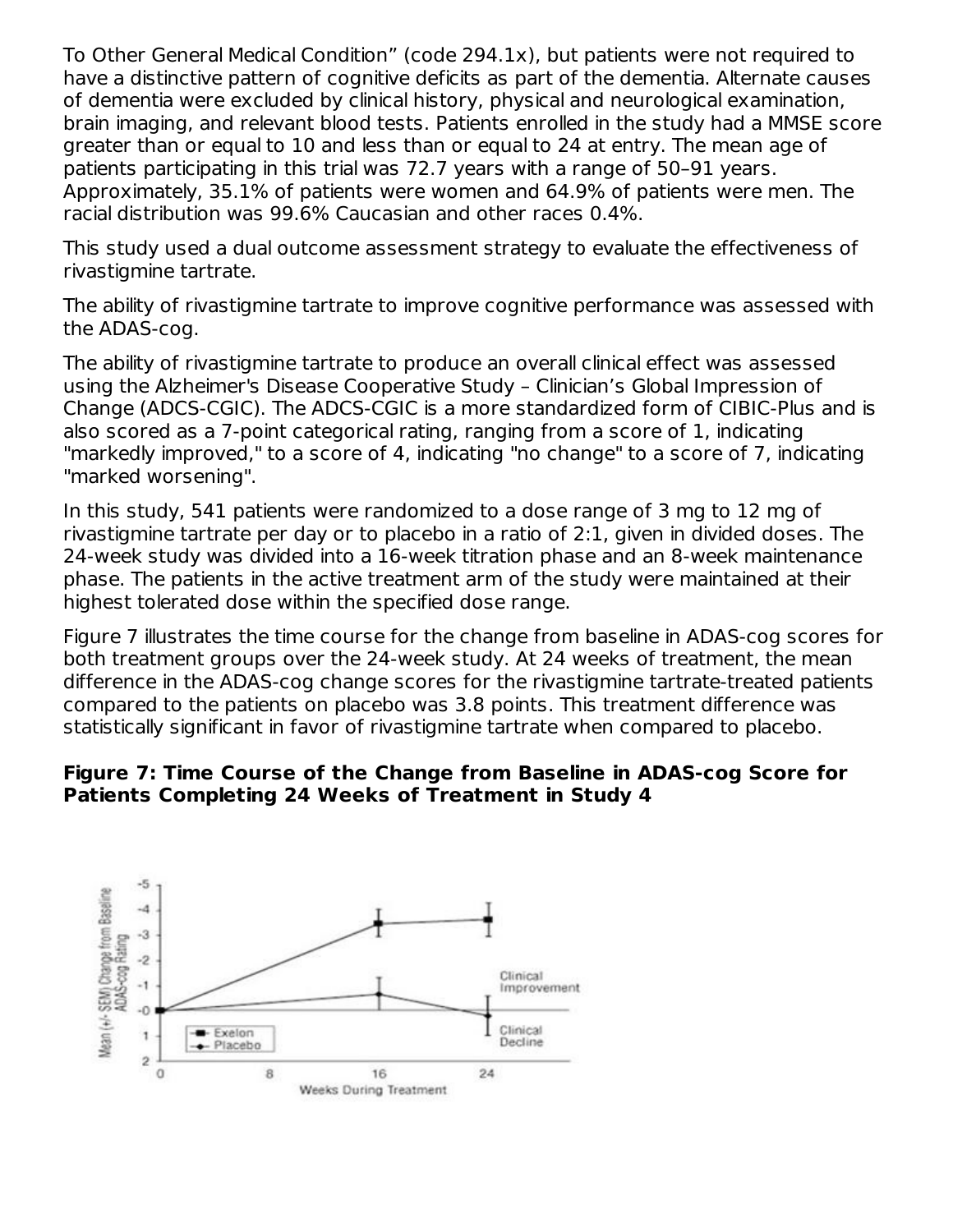To Other General Medical Condition" (code 294.1x), but patients were not required to have a distinctive pattern of cognitive deficits as part of the dementia. Alternate causes of dementia were excluded by clinical history, physical and neurological examination, brain imaging, and relevant blood tests. Patients enrolled in the study had a MMSE score greater than or equal to 10 and less than or equal to 24 at entry. The mean age of patients participating in this trial was 72.7 years with a range of 50–91 years. Approximately, 35.1% of patients were women and 64.9% of patients were men. The racial distribution was 99.6% Caucasian and other races 0.4%.

This study used a dual outcome assessment strategy to evaluate the effectiveness of rivastigmine tartrate.

The ability of rivastigmine tartrate to improve cognitive performance was assessed with the ADAS-cog.

The ability of rivastigmine tartrate to produce an overall clinical effect was assessed using the Alzheimer's Disease Cooperative Study – Clinician's Global Impression of Change (ADCS-CGIC). The ADCS-CGIC is a more standardized form of CIBIC-Plus and is also scored as a 7-point categorical rating, ranging from a score of 1, indicating "markedly improved," to a score of 4, indicating "no change" to a score of 7, indicating "marked worsening".

In this study, 541 patients were randomized to a dose range of 3 mg to 12 mg of rivastigmine tartrate per day or to placebo in a ratio of 2:1, given in divided doses. The 24-week study was divided into a 16-week titration phase and an 8-week maintenance phase. The patients in the active treatment arm of the study were maintained at their highest tolerated dose within the specified dose range.

Figure 7 illustrates the time course for the change from baseline in ADAS-cog scores for both treatment groups over the 24-week study. At 24 weeks of treatment, the mean difference in the ADAS-cog change scores for the rivastigmine tartrate-treated patients compared to the patients on placebo was 3.8 points. This treatment difference was statistically significant in favor of rivastigmine tartrate when compared to placebo.

**Figure 7: Time Course of the Change from Baseline in ADAS-cog Score for Patients Completing 24 Weeks of Treatment in Study 4**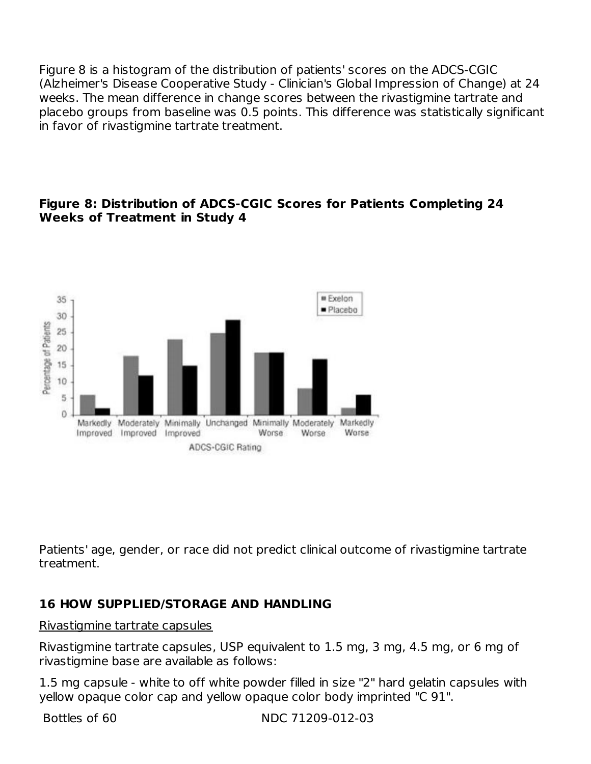Figure 8 is a histogram of the distribution of patients' scores on the ADCS-CGIC (Alzheimer's Disease Cooperative Study - Clinician's Global Impression of Change) at 24 weeks. The mean difference in change scores between the rivastigmine tartrate and placebo groups from baseline was 0.5 points. This difference was statistically significant in favor of rivastigmine tartrate treatment.

**Figure 8: Distribution of ADCS-CGIC Scores for Patients Completing 24 Weeks of Treatment in Study 4**

Patients' age, gender, or race did not predict clinical outcome of rivastigmine tartrate treatment.

## 16 HOW SUPPLIED/STORAGE AND HANDLING

Rivastigmine tartrate capsules

Rivastigmine tartrate capsules, USP equivalent to 1.5 mg, 3 mg, 4.5 mg, or 6 mg of rivastigmine base are available as follows:

1.5 mg capsule - white to off white powder filled in size "2" hard gelatin capsules with yellow opaque color cap and yellow opaque color body imprinted "C 91".

| Bottles of 60 | NDC 71209-012-03 |
| --- | --- |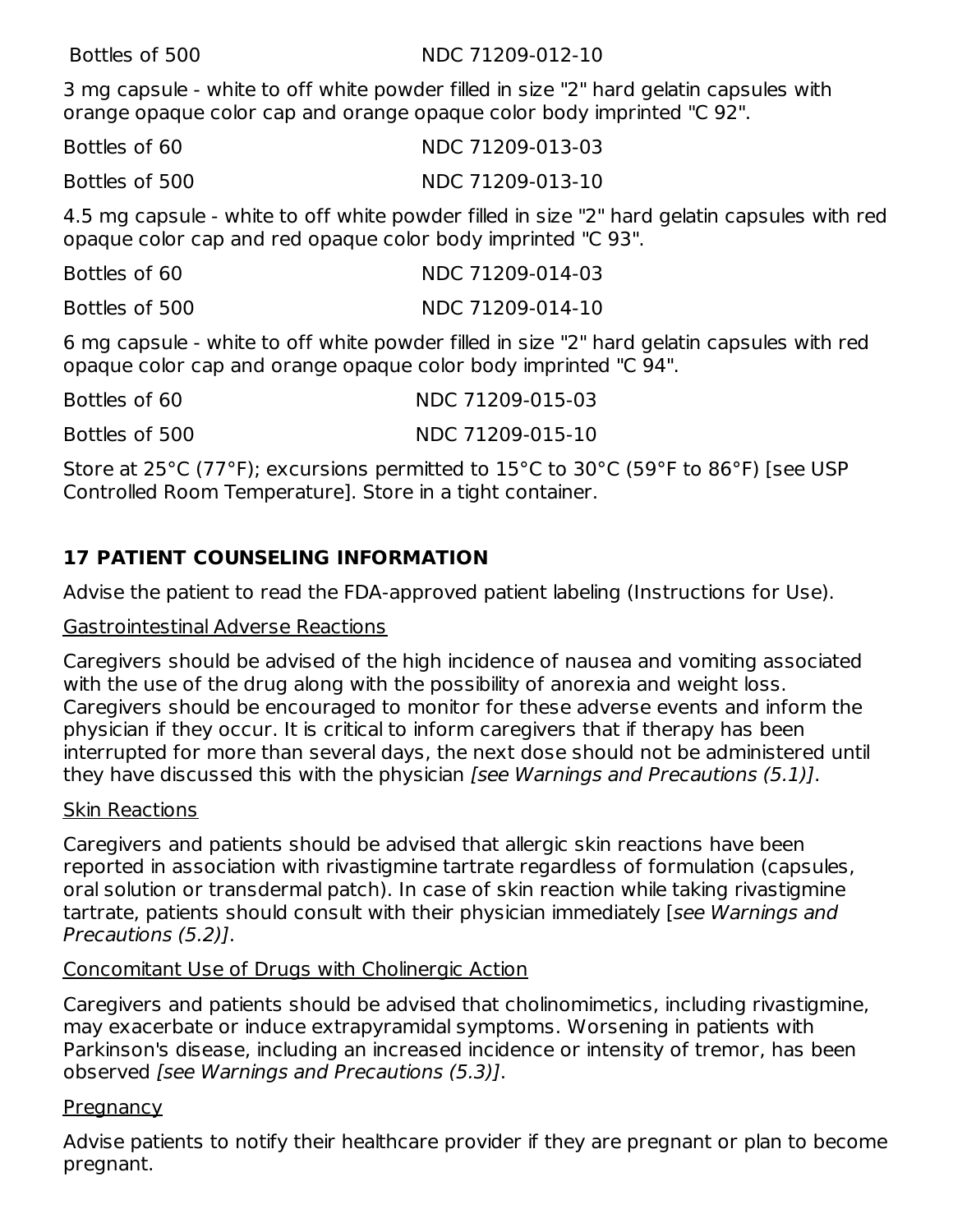| | |
|---|---|
| Bottles of 500 | NDC 71209-012-10 |

3 mg capsule - white to off white powder filled in size "2" hard gelatin capsules with orange opaque color cap and orange opaque color body imprinted "C 92".

| | |
|---|---|
| Bottles of 60 | NDC 71209-013-03 |
| Bottles of 500 | NDC 71209-013-10 |

4.5 mg capsule - white to off white powder filled in size "2" hard gelatin capsules with red opaque color cap and red opaque color body imprinted "C 93".

| | |
|---|---|
| Bottles of 60 | NDC 71209-014-03 |
| Bottles of 500 | NDC 71209-014-10 |

6 mg capsule - white to off white powder filled in size "2" hard gelatin capsules with red opaque color cap and orange opaque color body imprinted "C 94".

| | |
|---|---|
| Bottles of 60 | NDC 71209-015-03 |
| Bottles of 500 | NDC 71209-015-10 |

Store at 25°C (77°F); excursions permitted to 15°C to 30°C (59°F to 86°F) [see USP Controlled Room Temperature]. Store in a tight container.

## 17 PATIENT COUNSELING INFORMATION

Advise the patient to read the FDA-approved patient labeling (Instructions for Use).

Gastrointestinal Adverse Reactions

Caregivers should be advised of the high incidence of nausea and vomiting associated with the use of the drug along with the possibility of anorexia and weight loss. Caregivers should be encouraged to monitor for these adverse events and inform the physician if they occur. It is critical to inform caregivers that if therapy has been interrupted for more than several days, the next dose should not be administered until they have discussed this with the physician *[see Warnings and Precautions (5.1)]*.

Skin Reactions

Caregivers and patients should be advised that allergic skin reactions have been reported in association with rivastigmine tartrate regardless of formulation (capsules, oral solution or transdermal patch). In case of skin reaction while taking rivastigmine tartrate, patients should consult with their physician immediately [*see Warnings and Precautions (5.2)]*.

Concomitant Use of Drugs with Cholinergic Action

Caregivers and patients should be advised that cholinomimetics, including rivastigmine, may exacerbate or induce extrapyramidal symptoms. Worsening in patients with Parkinson's disease, including an increased incidence or intensity of tremor, has been observed *[see Warnings and Precautions (5.3)]*.

Pregnancy

Advise patients to notify their healthcare provider if they are pregnant or plan to become pregnant.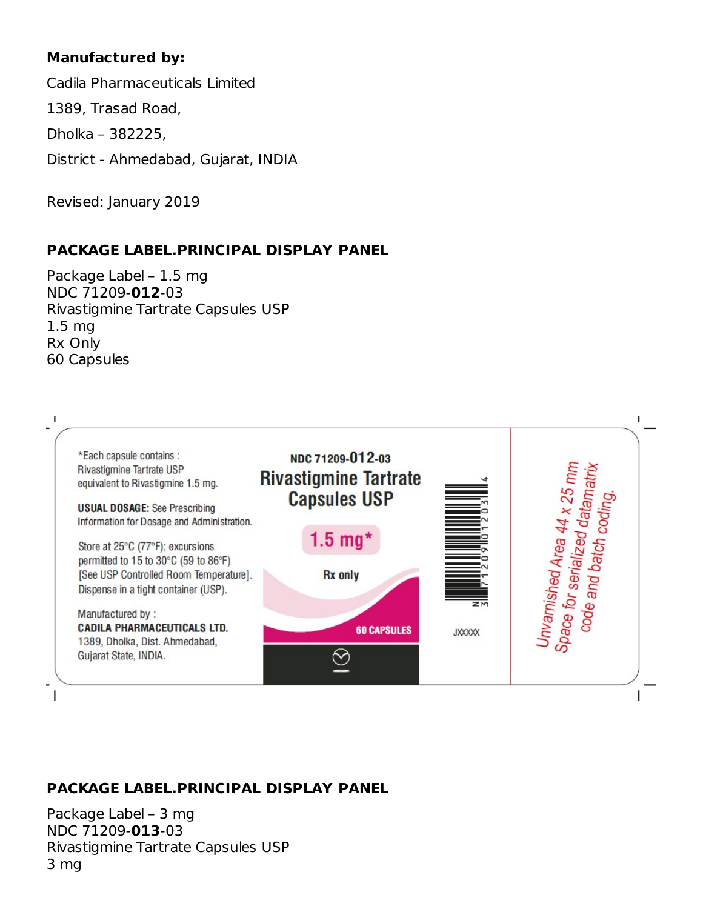**Manufactured by:**

Cadila Pharmaceuticals Limited

1389, Trasad Road,

Dholka – 382225,

District - Ahmedabad, Gujarat, INDIA

Revised: January 2019

## PACKAGE LABEL.PRINCIPAL DISPLAY PANEL

Package Label – 1.5 mg
NDC 71209-**012**-03
Rivastigmine Tartrate Capsules USP
1.5 mg
Rx Only
60 Capsules

*Each capsule contains :
Rivastigmine Tartrate USP
equivalent to Rivastigmine 1.5 mg.

**USUAL DOSAGE:** See Prescribing Information for Dosage and Administration.

Store at 25°C (77°F); excursions permitted to 15 to 30°C (59 to 86°F) [See USP Controlled Room Temperature]. Dispense in a tight container (USP).

Manufactured by :
**CADILA PHARMACEUTICALS LTD.**
1389, Dholka, Dist. Ahmedabad,
Gujarat State, INDIA.

NDC 71209-012-03
Rivastigmine Tartrate Capsules USP
1.5 mg*
Rx only
60 CAPSULES

N 3 71209 01203 4

JXXXXX

Unvarnished Area 44 x 25 mm Space for serialized datamatrix code and batch coding.

## PACKAGE LABEL.PRINCIPAL DISPLAY PANEL

Package Label – 3 mg
NDC 71209-**013**-03
Rivastigmine Tartrate Capsules USP
3 mg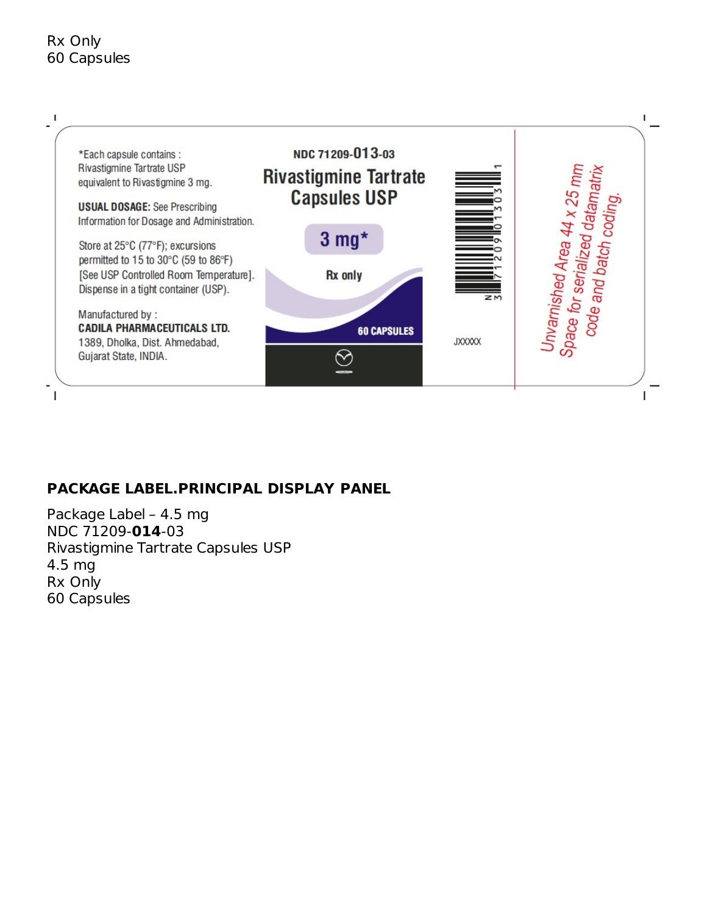Rx Only
60 Capsules

*Each capsule contains :
Rivastigmine Tartrate USP
equivalent to Rivastigmine 3 mg.

**USUAL DOSAGE:** See Prescribing Information for Dosage and Administration.

Store at 25°C (77°F); excursions permitted to 15 to 30°C (59 to 86°F) [See USP Controlled Room Temperature]. Dispense in a tight container (USP).

Manufactured by :
**CADILA PHARMACEUTICALS LTD.**
1389, Dholka, Dist. Ahmedabad,
Gujarat State, INDIA.

NDC 71209-013-03

**Rivastigmine Tartrate Capsules USP**

**3 mg***

Rx only

60 CAPSULES

N 3 71209 01303 1

JXXXXX

Unvarnished Area 44 x 25 mm
Space for serialized datamatrix code and batch coding.

**PACKAGE LABEL.PRINCIPAL DISPLAY PANEL**

Package Label – 4.5 mg
NDC 71209-**014**-03
Rivastigmine Tartrate Capsules USP
4.5 mg
Rx Only
60 Capsules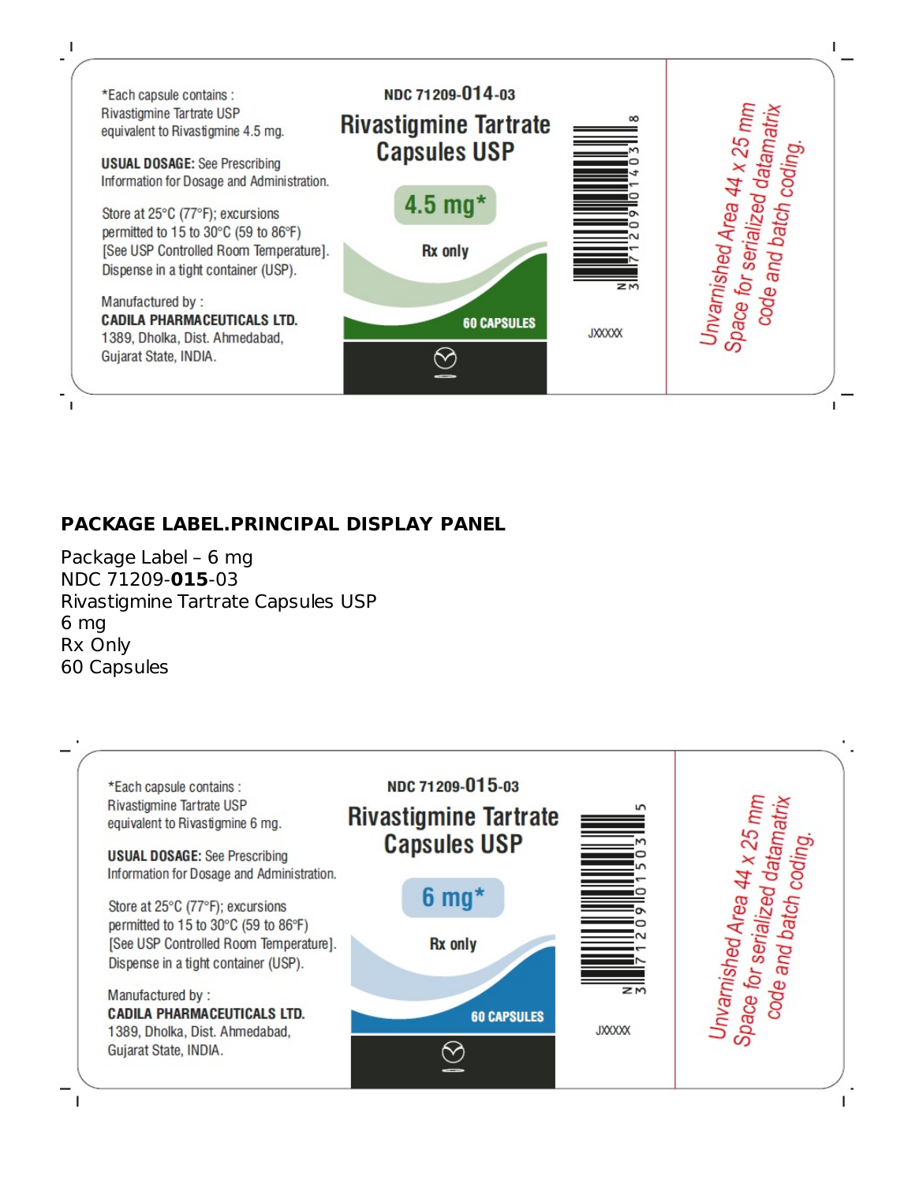*Each capsule contains :
Rivastigmine Tartrate USP
equivalent to Rivastigmine 4.5 mg.

**USUAL DOSAGE:** See Prescribing Information for Dosage and Administration.

Store at 25°C (77°F); excursions permitted to 15 to 30°C (59 to 86°F) [See USP Controlled Room Temperature]. Dispense in a tight container (USP).

Manufactured by :
**CADILA PHARMACEUTICALS LTD.**
1389, Dholka, Dist. Ahmedabad,
Gujarat State, INDIA.

NDC 71209-**014**-03
**Rivastigmine Tartrate Capsules USP**
**4.5 mg***
**Rx only**
**60 CAPSULES**

N 3 71209 01403 8

JXXXXX

*Unvarnished Area 44 x 25 mm Space for serialized datamatrix code and batch coding.*

## PACKAGE LABEL.PRINCIPAL DISPLAY PANEL

Package Label – 6 mg
NDC 71209-**015**-03
Rivastigmine Tartrate Capsules USP
6 mg
Rx Only
60 Capsules

*Each capsule contains :
Rivastigmine Tartrate USP
equivalent to Rivastigmine 6 mg.

**USUAL DOSAGE:** See Prescribing Information for Dosage and Administration.

Store at 25°C (77°F); excursions permitted to 15 to 30°C (59 to 86°F) [See USP Controlled Room Temperature]. Dispense in a tight container (USP).

Manufactured by :
**CADILA PHARMACEUTICALS LTD.**
1389, Dholka, Dist. Ahmedabad,
Gujarat State, INDIA.

NDC 71209-**015**-03
**Rivastigmine Tartrate Capsules USP**
**6 mg***
**Rx only**
**60 CAPSULES**

N 3 71209 01503 5

JXXXXX

*Unvarnished Area 44 x 25 mm Space for serialized datamatrix code and batch coding.*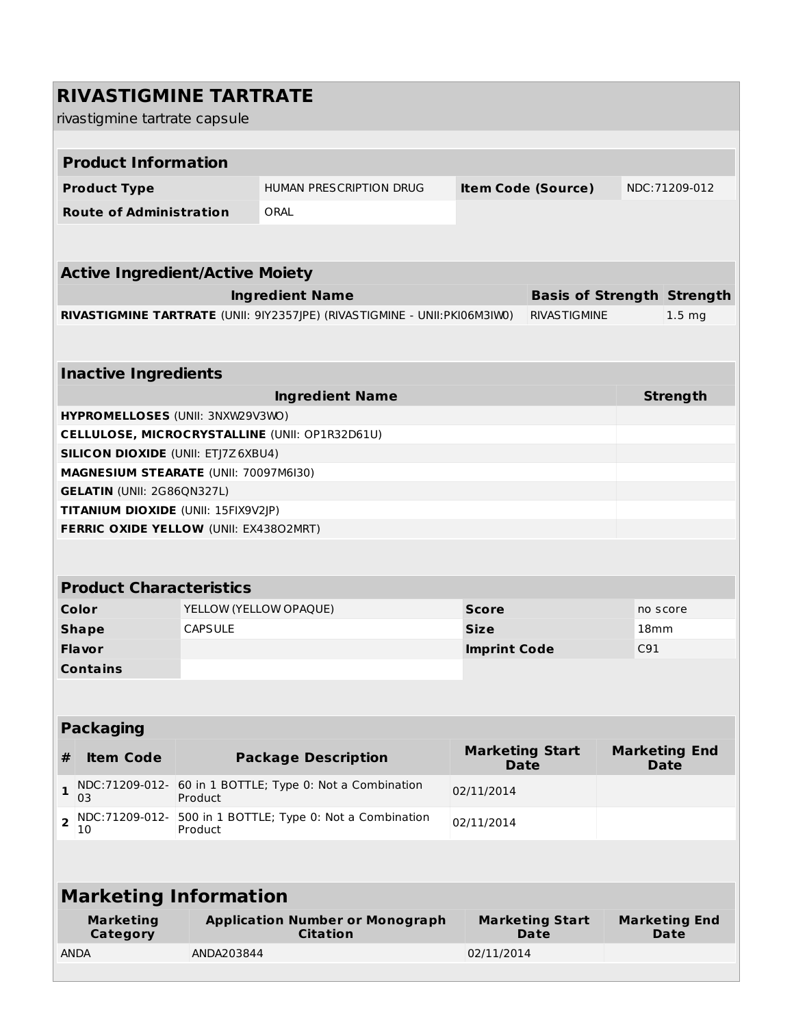# RIVASTIGMINE TARTRATE

rivastigmine tartrate capsule

| Product Information | | | |
|---|---|---|---|
| **Product Type** | HUMAN PRESCRIPTION DRUG | **Item Code (Source)** | NDC:71209-012 |
| **Route of Administration** | ORAL | | |

| Active Ingredient/Active Moiety | | |
|---|---|---|
| **Ingredient Name** | **Basis of Strength** | **Strength** |
| **RIVASTIGMINE TARTRATE** (UNII: 9IY2357JPE) (RIVASTIGMINE - UNII:PKI06M3IW0) | RIVASTIGMINE | 1.5 mg |

| Inactive Ingredients | |
|---|---|
| **Ingredient Name** | **Strength** |
| **HYPROMELLOSES** (UNII: 3NXW29V3WO) | |
| **CELLULOSE, MICROCRYSTALLINE** (UNII: OP1R32D61U) | |
| **SILICON DIOXIDE** (UNII: ETJ7Z6XBU4) | |
| **MAGNESIUM STEARATE** (UNII: 70097M6I30) | |
| **GELATIN** (UNII: 2G86QN327L) | |
| **TITANIUM DIOXIDE** (UNII: 15FIX9V2JP) | |
| **FERRIC OXIDE YELLOW** (UNII: EX438O2MRT) | |

| Product Characteristics | | | |
|---|---|---|---|
| **Color** | YELLOW (YELLOW OPAQUE) | **Score** | no score |
| **Shape** | CAPSULE | **Size** | 18mm |
| **Flavor** | | **Imprint Code** | C91 |
| **Contains** | | | |

| Packaging | | | | |
|---|---|---|---|---|
| **#** | **Item Code** | **Package Description** | **Marketing Start Date** | **Marketing End Date** |
| **1** | NDC:71209-012-03 | 60 in 1 BOTTLE; Type 0: Not a Combination Product | 02/11/2014 | |
| **2** | NDC:71209-012-10 | 500 in 1 BOTTLE; Type 0: Not a Combination Product | 02/11/2014 | |

| Marketing Information | | | |
|---|---|---|---|
| **Marketing Category** | **Application Number or Monograph Citation** | **Marketing Start Date** | **Marketing End Date** |
| ANDA | ANDA203844 | 02/11/2014 | |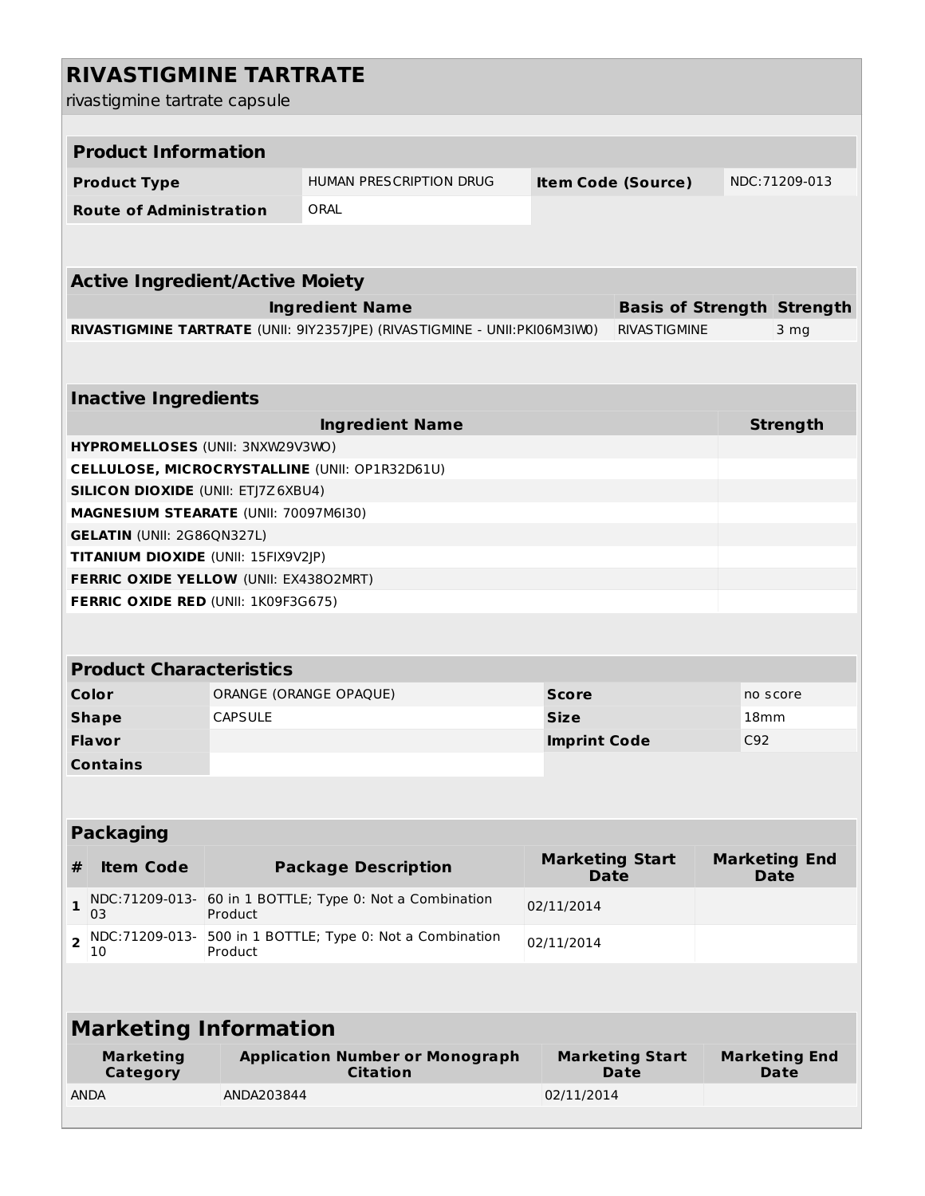# RIVASTIGMINE TARTRATE

rivastigmine tartrate capsule

## Product Information

| Product Type | HUMAN PRESCRIPTION DRUG | Item Code (Source) | NDC:71209-013 |
|---|---|---|---|
| Route of Administration | ORAL | | |

## Active Ingredient/Active Moiety

| Ingredient Name | Basis of Strength | Strength |
|---|---|---|
| **RIVASTIGMINE TARTRATE** (UNII: 9IY2357JPE) (RIVASTIGMINE - UNII:PKI06M3IW0) | RIVASTIGMINE | 3 mg |

## Inactive Ingredients

| Ingredient Name | Strength |
|---|---|
| **HYPROMELLOSES** (UNII: 3NXW29V3WO) | |
| **CELLULOSE, MICROCRYSTALLINE** (UNII: OP1R32D61U) | |
| **SILICON DIOXIDE** (UNII: ETJ7Z6XBU4) | |
| **MAGNESIUM STEARATE** (UNII: 70097M6I30) | |
| **GELATIN** (UNII: 2G86QN327L) | |
| **TITANIUM DIOXIDE** (UNII: 15FIX9V2JP) | |
| **FERRIC OXIDE YELLOW** (UNII: EX438O2MRT) | |
| **FERRIC OXIDE RED** (UNII: 1K09F3G675) | |

## Product Characteristics

| Color | ORANGE (ORANGE OPAQUE) | Score | no score |
|---|---|---|---|
| Shape | CAPSULE | Size | 18mm |
| Flavor | | Imprint Code | C92 |
| Contains | | | |

## Packaging

| # | Item Code | Package Description | Marketing Start Date | Marketing End Date |
|---|---|---|---|---|
| 1 | NDC:71209-013-03 | 60 in 1 BOTTLE; Type 0: Not a Combination Product | 02/11/2014 | |
| 2 | NDC:71209-013-10 | 500 in 1 BOTTLE; Type 0: Not a Combination Product | 02/11/2014 | |

## Marketing Information

| Marketing Category | Application Number or Monograph Citation | Marketing Start Date | Marketing End Date |
|---|---|---|---|
| ANDA | ANDA203844 | 02/11/2014 | |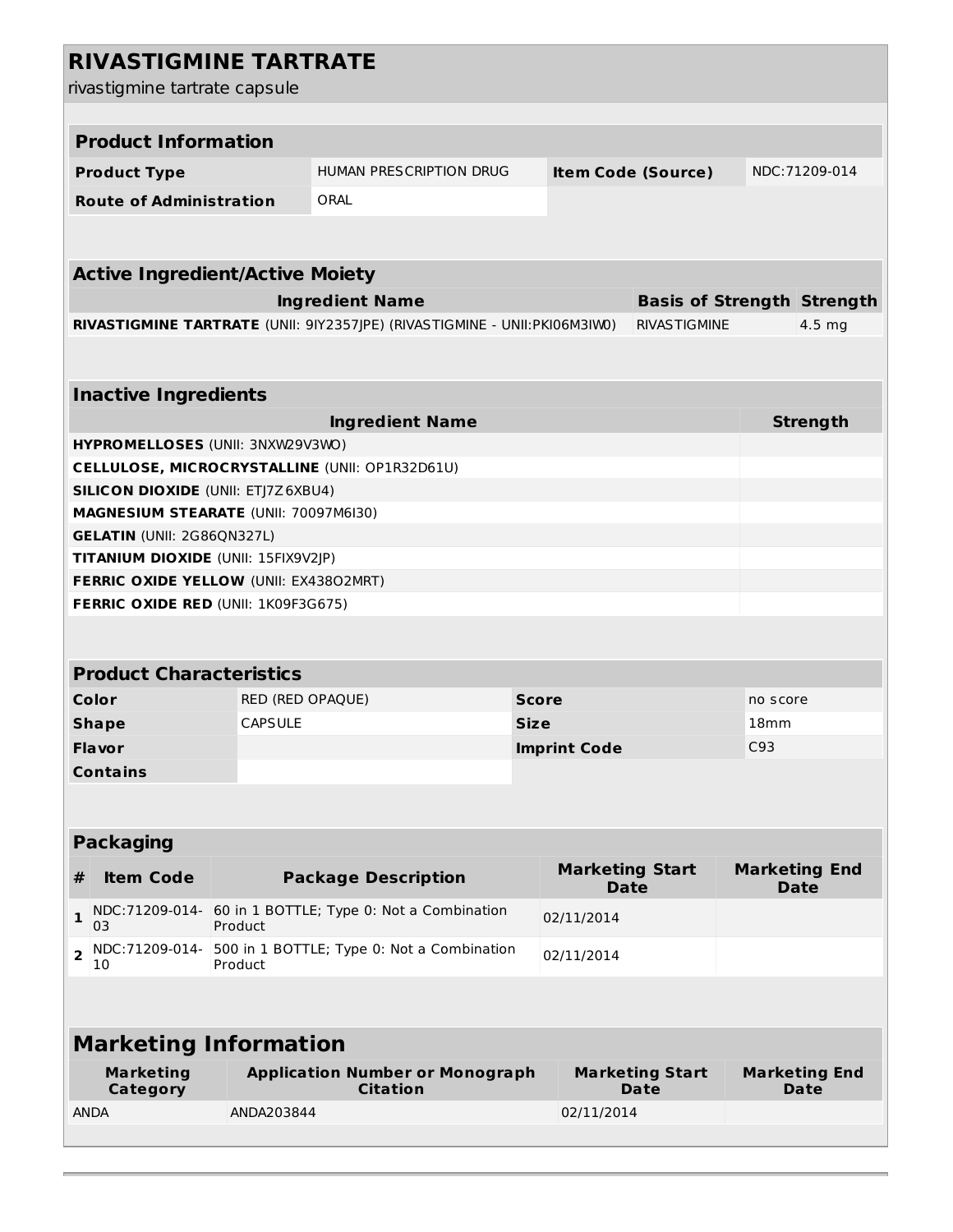# RIVASTIGMINE TARTRATE

rivastigmine tartrate capsule

## Product Information

| Product Type | HUMAN PRESCRIPTION DRUG | Item Code (Source) | NDC:71209-014 |
|---|---|---|---|
| Route of Administration | ORAL | | |

## Active Ingredient/Active Moiety

| Ingredient Name | Basis of Strength | Strength |
|---|---|---|
| **RIVASTIGMINE TARTRATE** (UNII: 9IY2357JPE) (RIVASTIGMINE - UNII:PKI06M3IW0) | RIVASTIGMINE | 4.5 mg |

## Inactive Ingredients

| Ingredient Name | Strength |
|---|---|
| **HYPROMELLOSES** (UNII: 3NXW29V3WO) | |
| **CELLULOSE, MICROCRYSTALLINE** (UNII: OP1R32D61U) | |
| **SILICON DIOXIDE** (UNII: ETJ7Z6XBU4) | |
| **MAGNESIUM STEARATE** (UNII: 70097M6I30) | |
| **GELATIN** (UNII: 2G86QN327L) | |
| **TITANIUM DIOXIDE** (UNII: 15FIX9V2JP) | |
| **FERRIC OXIDE YELLOW** (UNII: EX438O2MRT) | |
| **FERRIC OXIDE RED** (UNII: 1K09F3G675) | |

## Product Characteristics

| Color | RED (RED OPAQUE) | Score | no score |
|---|---|---|---|
| Shape | CAPSULE | Size | 18mm |
| Flavor | | Imprint Code | C93 |
| Contains | | | |

## Packaging

| # | Item Code | Package Description | Marketing Start Date | Marketing End Date |
|---|---|---|---|---|
| 1 | NDC:71209-014-03 | 60 in 1 BOTTLE; Type 0: Not a Combination Product | 02/11/2014 | |
| 2 | NDC:71209-014-10 | 500 in 1 BOTTLE; Type 0: Not a Combination Product | 02/11/2014 | |

## Marketing Information

| Marketing Category | Application Number or Monograph Citation | Marketing Start Date | Marketing End Date |
|---|---|---|---|
| ANDA | ANDA203844 | 02/11/2014 | |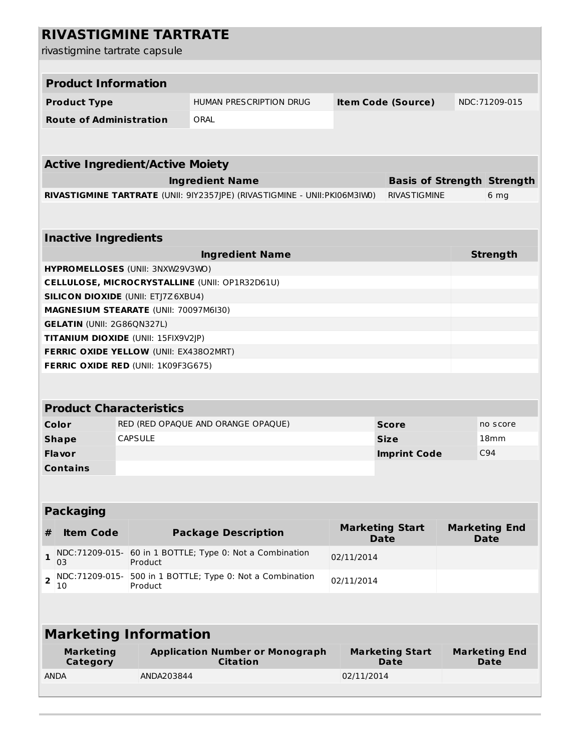# RIVASTIGMINE TARTRATE

rivastigmine tartrate capsule

| Product Information | | | |
|---|---|---|---|
| **Product Type** | HUMAN PRESCRIPTION DRUG | **Item Code (Source)** | NDC:71209-015 |
| **Route of Administration** | ORAL | | |

| Active Ingredient/Active Moiety | | |
|---|---|---|
| **Ingredient Name** | **Basis of Strength** | **Strength** |
| **RIVASTIGMINE TARTRATE** (UNII: 9IY2357JPE) (RIVASTIGMINE - UNII:PKI06M3IW0) | RIVASTIGMINE | 6 mg |

| Inactive Ingredients | |
|---|---|
| **Ingredient Name** | **Strength** |
| **HYPROMELLOSES** (UNII: 3NXW29V3WO) | |
| **CELLULOSE, MICROCRYSTALLINE** (UNII: OP1R32D61U) | |
| **SILICON DIOXIDE** (UNII: ETJ7Z6XBU4) | |
| **MAGNESIUM STEARATE** (UNII: 70097M6I30) | |
| **GELATIN** (UNII: 2G86QN327L) | |
| **TITANIUM DIOXIDE** (UNII: 15FIX9V2JP) | |
| **FERRIC OXIDE YELLOW** (UNII: EX438O2MRT) | |
| **FERRIC OXIDE RED** (UNII: 1K09F3G675) | |

| Product Characteristics | | | |
|---|---|---|---|
| **Color** | RED (RED OPAQUE AND ORANGE OPAQUE) | **Score** | no score |
| **Shape** | CAPSULE | **Size** | 18mm |
| **Flavor** | | **Imprint Code** | C94 |
| **Contains** | | | |

| Packaging | | | | |
|---|---|---|---|---|
| **#** | **Item Code** | **Package Description** | **Marketing Start Date** | **Marketing End Date** |
| **1** | NDC:71209-015-03 | 60 in 1 BOTTLE; Type 0: Not a Combination Product | 02/11/2014 | |
| **2** | NDC:71209-015-10 | 500 in 1 BOTTLE; Type 0: Not a Combination Product | 02/11/2014 | |

| Marketing Information | | | |
|---|---|---|---|
| **Marketing Category** | **Application Number or Monograph Citation** | **Marketing Start Date** | **Marketing End Date** |
| ANDA | ANDA203844 | 02/11/2014 | |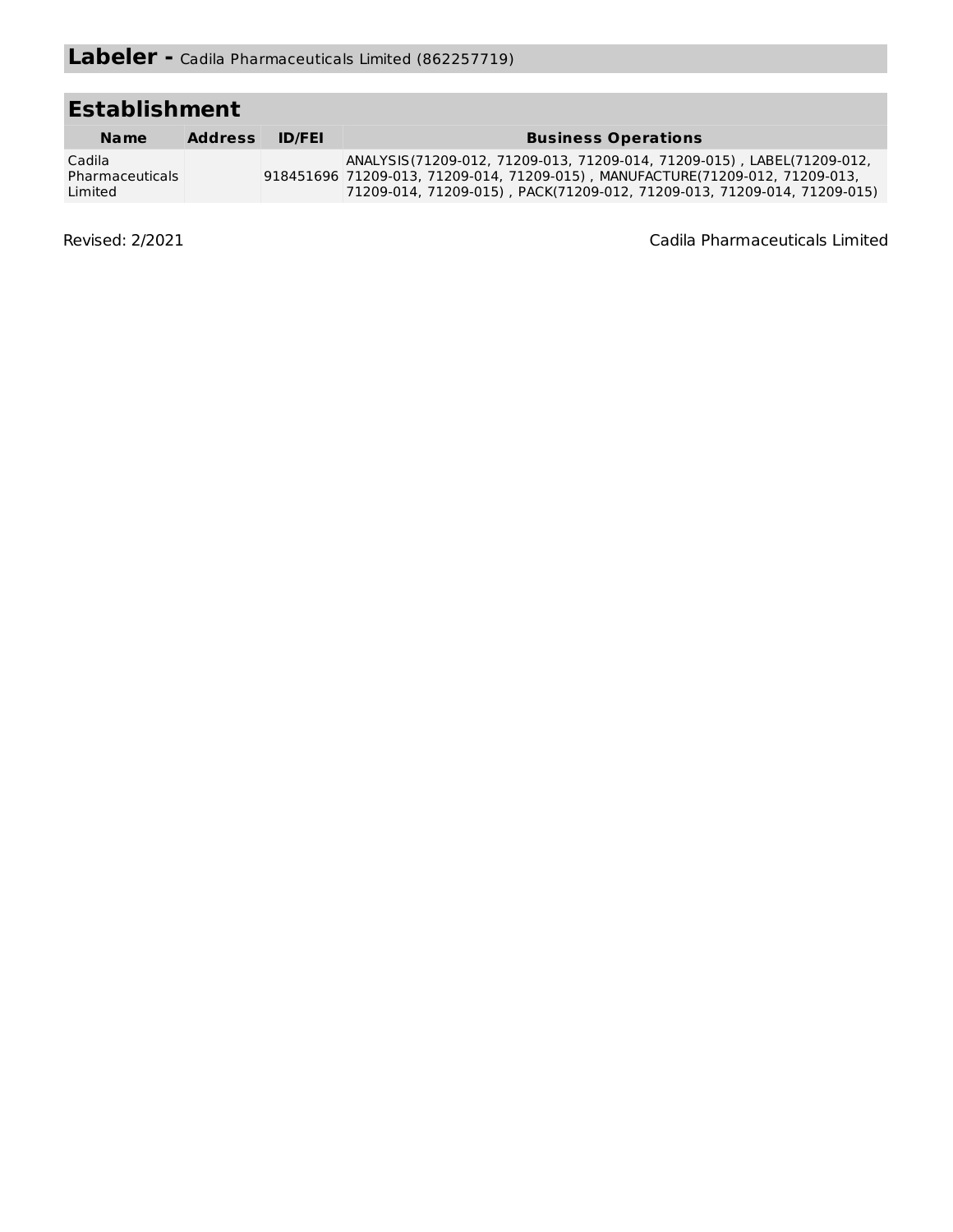## Labeler - Cadila Pharmaceuticals Limited (862257719)

## Establishment

| Name | Address | ID/FEI | Business Operations |
|---|---|---|---|
| Cadila Pharmaceuticals Limited | | 918451696 | ANALYSIS(71209-012, 71209-013, 71209-014, 71209-015) , LABEL(71209-012, 71209-013, 71209-014, 71209-015) , MANUFACTURE(71209-012, 71209-013, 71209-014, 71209-015) , PACK(71209-012, 71209-013, 71209-014, 71209-015) |

Revised: 2/2021

Cadila Pharmaceuticals Limited